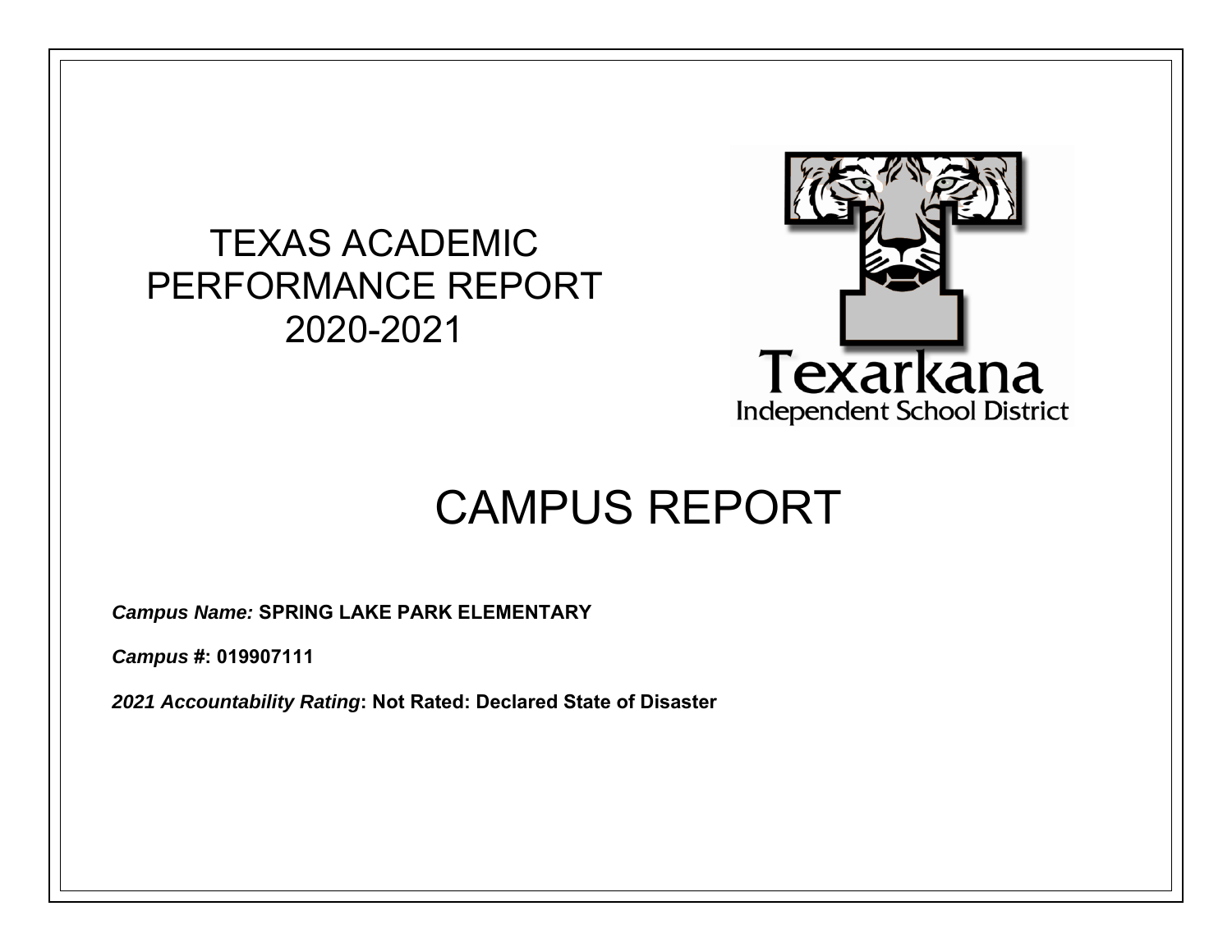# TEXAS ACADEMIC PERFORMANCE REPORT 2020-2021

Texarkana
Independent School District

# CAMPUS REPORT

***Campus Name:*** **SPRING LAKE PARK ELEMENTARY**

***Campus #*****: 019907111**

***2021 Accountability Rating*****: Not Rated: Declared State of Disaster**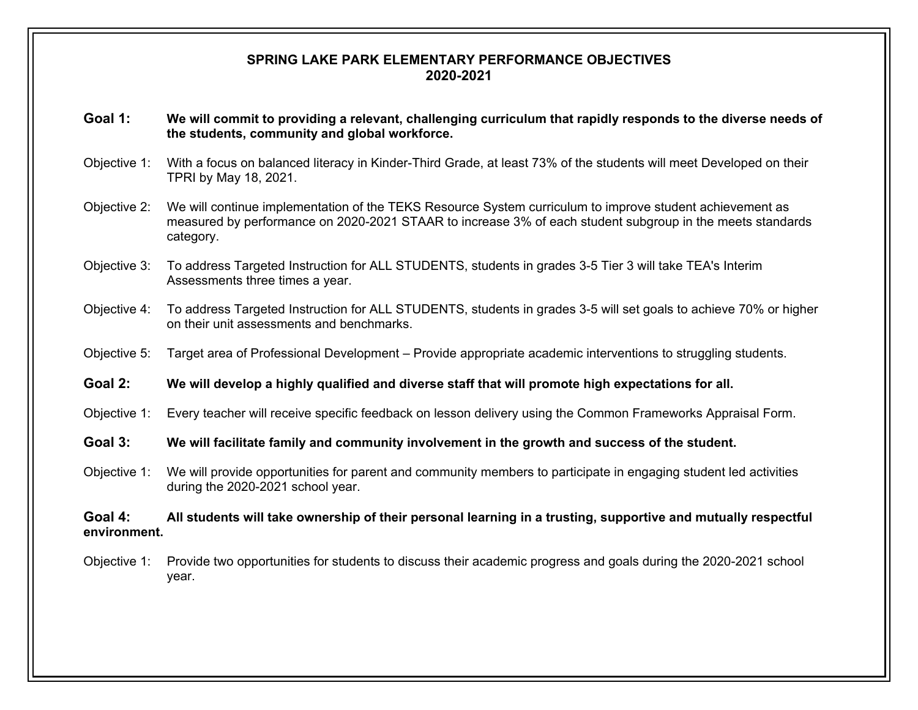# SPRING LAKE PARK ELEMENTARY PERFORMANCE OBJECTIVES
## 2020-2021

**Goal 1: We will commit to providing a relevant, challenging curriculum that rapidly responds to the diverse needs of the students, community and global workforce.**

Objective 1: With a focus on balanced literacy in Kinder-Third Grade, at least 73% of the students will meet Developed on their TPRI by May 18, 2021.

Objective 2: We will continue implementation of the TEKS Resource System curriculum to improve student achievement as measured by performance on 2020-2021 STAAR to increase 3% of each student subgroup in the meets standards category.

Objective 3: To address Targeted Instruction for ALL STUDENTS, students in grades 3-5 Tier 3 will take TEA's Interim Assessments three times a year.

Objective 4: To address Targeted Instruction for ALL STUDENTS, students in grades 3-5 will set goals to achieve 70% or higher on their unit assessments and benchmarks.

Objective 5: Target area of Professional Development – Provide appropriate academic interventions to struggling students.

**Goal 2: We will develop a highly qualified and diverse staff that will promote high expectations for all.**

Objective 1: Every teacher will receive specific feedback on lesson delivery using the Common Frameworks Appraisal Form.

**Goal 3: We will facilitate family and community involvement in the growth and success of the student.**

Objective 1: We will provide opportunities for parent and community members to participate in engaging student led activities during the 2020-2021 school year.

**Goal 4: All students will take ownership of their personal learning in a trusting, supportive and mutually respectful environment.**

Objective 1: Provide two opportunities for students to discuss their academic progress and goals during the 2020-2021 school year.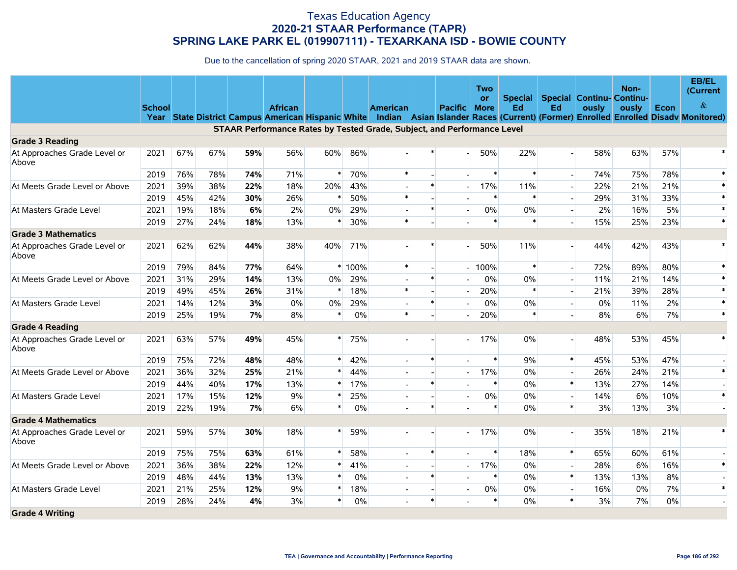# Texas Education Agency
## 2020-21 STAAR Performance (TAPR)
## SPRING LAKE PARK EL (019907111) - TEXARKANA ISD - BOWIE COUNTY

Due to the cancellation of spring 2020 STAAR, 2021 and 2019 STAAR data are shown.

| | School Year | State | District | Campus | African American | Hispanic | White | American Indian | Asian | Pacific Islander | Two or More Races | Special Ed (Current) | Special Ed (Former) | Continuously Enrolled | Non-Continuously Enrolled | Econ Disadv | EB/EL (Current & Monitored) |
|---|---|---|---|---|---|---|---|---|---|---|---|---|---|---|---|---|---|
| **STAAR Performance Rates by Tested Grade, Subject, and Performance Level** | | | | | | | | | | | | | | | | | |
| **Grade 3 Reading** | | | | | | | | | | | | | | | | | |
| At Approaches Grade Level or Above | 2021 | 67% | 67% | **59%** | 56% | 60% | 86% | - | * | - | 50% | 22% | - | 58% | 63% | 57% | * |
| | 2019 | 76% | 78% | **74%** | 71% | * | 70% | * | - | - | * | * | - | 74% | 75% | 78% | * |
| At Meets Grade Level or Above | 2021 | 39% | 38% | **22%** | 18% | 20% | 43% | - | * | - | 17% | 11% | - | 22% | 21% | 21% | * |
| | 2019 | 45% | 42% | **30%** | 26% | * | 50% | * | - | - | * | * | - | 29% | 31% | 33% | * |
| At Masters Grade Level | 2021 | 19% | 18% | **6%** | 2% | 0% | 29% | - | * | - | 0% | 0% | - | 2% | 16% | 5% | * |
| | 2019 | 27% | 24% | **18%** | 13% | * | 30% | * | - | - | * | * | - | 15% | 25% | 23% | * |
| **Grade 3 Mathematics** | | | | | | | | | | | | | | | | | |
| At Approaches Grade Level or Above | 2021 | 62% | 62% | **44%** | 38% | 40% | 71% | - | * | - | 50% | 11% | - | 44% | 42% | 43% | * |
| | 2019 | 79% | 84% | **77%** | 64% | * | 100% | * | - | - | 100% | * | - | 72% | 89% | 80% | * |
| At Meets Grade Level or Above | 2021 | 31% | 29% | **14%** | 13% | 0% | 29% | - | * | - | 0% | 0% | - | 11% | 21% | 14% | * |
| | 2019 | 49% | 45% | **26%** | 31% | * | 18% | * | - | - | 20% | * | - | 21% | 39% | 28% | * |
| At Masters Grade Level | 2021 | 14% | 12% | **3%** | 0% | 0% | 29% | - | * | - | 0% | 0% | - | 0% | 11% | 2% | * |
| | 2019 | 25% | 19% | **7%** | 8% | * | 0% | * | - | - | 20% | * | - | 8% | 6% | 7% | * |
| **Grade 4 Reading** | | | | | | | | | | | | | | | | | |
| At Approaches Grade Level or Above | 2021 | 63% | 57% | **49%** | 45% | * | 75% | - | - | - | 17% | 0% | - | 48% | 53% | 45% | * |
| | 2019 | 75% | 72% | **48%** | 48% | * | 42% | - | * | - | * | 9% | * | 45% | 53% | 47% | - |
| At Meets Grade Level or Above | 2021 | 36% | 32% | **25%** | 21% | * | 44% | - | - | - | 17% | 0% | - | 26% | 24% | 21% | * |
| | 2019 | 44% | 40% | **17%** | 13% | * | 17% | - | * | - | * | 0% | * | 13% | 27% | 14% | - |
| At Masters Grade Level | 2021 | 17% | 15% | **12%** | 9% | * | 25% | - | - | - | 0% | 0% | - | 14% | 6% | 10% | * |
| | 2019 | 22% | 19% | **7%** | 6% | * | 0% | - | * | - | * | 0% | * | 3% | 13% | 3% | - |
| **Grade 4 Mathematics** | | | | | | | | | | | | | | | | | |
| At Approaches Grade Level or Above | 2021 | 59% | 57% | **30%** | 18% | * | 59% | - | - | - | 17% | 0% | - | 35% | 18% | 21% | * |
| | 2019 | 75% | 75% | **63%** | 61% | * | 58% | - | * | - | * | 18% | * | 65% | 60% | 61% | - |
| At Meets Grade Level or Above | 2021 | 36% | 38% | **22%** | 12% | * | 41% | - | - | - | 17% | 0% | - | 28% | 6% | 16% | * |
| | 2019 | 48% | 44% | **13%** | 13% | * | 0% | - | * | - | * | 0% | * | 13% | 13% | 8% | - |
| At Masters Grade Level | 2021 | 21% | 25% | **12%** | 9% | * | 18% | - | - | - | 0% | 0% | - | 16% | 0% | 7% | * |
| | 2019 | 28% | 24% | **4%** | 3% | * | 0% | - | * | - | * | 0% | * | 3% | 7% | 0% | - |
| **Grade 4 Writing** | | | | | | | | | | | | | | | | | |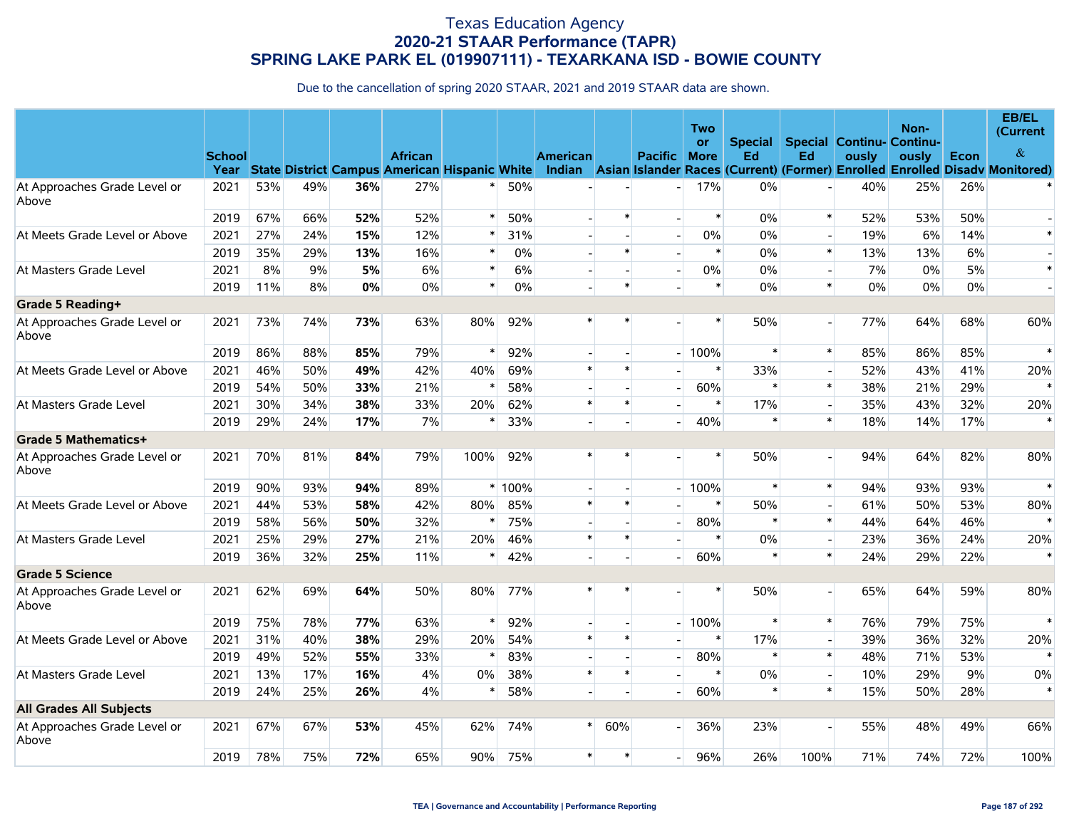# Texas Education Agency
## 2020-21 STAAR Performance (TAPR)
## SPRING LAKE PARK EL (019907111) - TEXARKANA ISD - BOWIE COUNTY

Due to the cancellation of spring 2020 STAAR, 2021 and 2019 STAAR data are shown.

| | School Year | State | District | Campus | African American | Hispanic | White | American Indian | Asian | Pacific Islander | Two or More Races | Special Ed (Current) | Special Ed (Former) | Continuously Enrolled | Non-Continuously Enrolled | Econ Disadv | EB/EL (Current & Monitored) |
|---|---|---|---|---|---|---|---|---|---|---|---|---|---|---|---|---|---|
| At Approaches Grade Level or Above | 2021 | 53% | 49% | **36%** | 27% | * | 50% | - | - | - | 17% | 0% | - | 40% | 25% | 26% | * |
| | 2019 | 67% | 66% | **52%** | 52% | * | 50% | - | * | - | * | 0% | * | 52% | 53% | 50% | - |
| At Meets Grade Level or Above | 2021 | 27% | 24% | **15%** | 12% | * | 31% | - | - | - | 0% | 0% | - | 19% | 6% | 14% | * |
| | 2019 | 35% | 29% | **13%** | 16% | * | 0% | - | * | - | * | 0% | * | 13% | 13% | 6% | - |
| At Masters Grade Level | 2021 | 8% | 9% | **5%** | 6% | * | 6% | - | - | - | 0% | 0% | - | 7% | 0% | 5% | * |
| | 2019 | 11% | 8% | **0%** | 0% | * | 0% | - | * | - | * | 0% | * | 0% | 0% | 0% | - |
| **Grade 5 Reading+** | | | | | | | | | | | | | | | | | |
| At Approaches Grade Level or Above | 2021 | 73% | 74% | **73%** | 63% | 80% | 92% | * | * | - | * | 50% | - | 77% | 64% | 68% | 60% |
| | 2019 | 86% | 88% | **85%** | 79% | * | 92% | - | - | - | 100% | * | * | 85% | 86% | 85% | * |
| At Meets Grade Level or Above | 2021 | 46% | 50% | **49%** | 42% | 40% | 69% | * | * | - | * | 33% | - | 52% | 43% | 41% | 20% |
| | 2019 | 54% | 50% | **33%** | 21% | * | 58% | - | - | - | 60% | * | * | 38% | 21% | 29% | * |
| At Masters Grade Level | 2021 | 30% | 34% | **38%** | 33% | 20% | 62% | * | * | - | * | 17% | - | 35% | 43% | 32% | 20% |
| | 2019 | 29% | 24% | **17%** | 7% | * | 33% | - | - | - | 40% | * | * | 18% | 14% | 17% | * |
| **Grade 5 Mathematics+** | | | | | | | | | | | | | | | | | |
| At Approaches Grade Level or Above | 2021 | 70% | 81% | **84%** | 79% | 100% | 92% | * | * | - | * | 50% | - | 94% | 64% | 82% | 80% |
| | 2019 | 90% | 93% | **94%** | 89% | * | 100% | - | - | - | 100% | * | * | 94% | 93% | 93% | * |
| At Meets Grade Level or Above | 2021 | 44% | 53% | **58%** | 42% | 80% | 85% | * | * | - | * | 50% | - | 61% | 50% | 53% | 80% |
| | 2019 | 58% | 56% | **50%** | 32% | * | 75% | - | - | - | 80% | * | * | 44% | 64% | 46% | * |
| At Masters Grade Level | 2021 | 25% | 29% | **27%** | 21% | 20% | 46% | * | * | - | * | 0% | - | 23% | 36% | 24% | 20% |
| | 2019 | 36% | 32% | **25%** | 11% | * | 42% | - | - | - | 60% | * | * | 24% | 29% | 22% | * |
| **Grade 5 Science** | | | | | | | | | | | | | | | | | |
| At Approaches Grade Level or Above | 2021 | 62% | 69% | **64%** | 50% | 80% | 77% | * | * | - | * | 50% | - | 65% | 64% | 59% | 80% |
| | 2019 | 75% | 78% | **77%** | 63% | * | 92% | - | - | - | 100% | * | * | 76% | 79% | 75% | * |
| At Meets Grade Level or Above | 2021 | 31% | 40% | **38%** | 29% | 20% | 54% | * | * | - | * | 17% | - | 39% | 36% | 32% | 20% |
| | 2019 | 49% | 52% | **55%** | 33% | * | 83% | - | - | - | 80% | * | * | 48% | 71% | 53% | * |
| At Masters Grade Level | 2021 | 13% | 17% | **16%** | 4% | 0% | 38% | * | * | - | * | 0% | - | 10% | 29% | 9% | 0% |
| | 2019 | 24% | 25% | **26%** | 4% | * | 58% | - | - | - | 60% | * | * | 15% | 50% | 28% | * |
| **All Grades All Subjects** | | | | | | | | | | | | | | | | | |
| At Approaches Grade Level or Above | 2021 | 67% | 67% | **53%** | 45% | 62% | 74% | * | 60% | - | 36% | 23% | - | 55% | 48% | 49% | 66% |
| | 2019 | 78% | 75% | **72%** | 65% | 90% | 75% | * | * | - | 96% | 26% | 100% | 71% | 74% | 72% | 100% |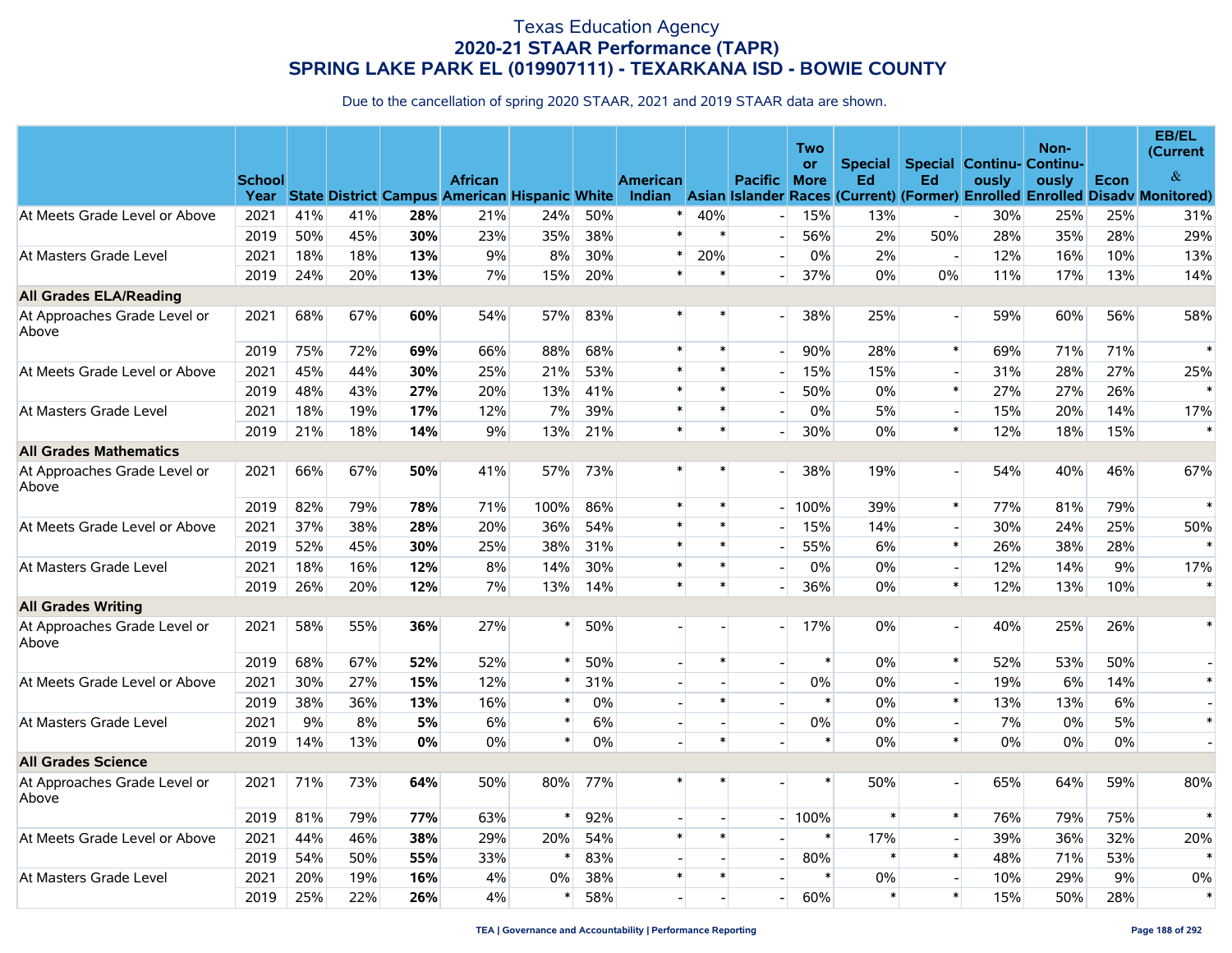# Texas Education Agency
## 2020-21 STAAR Performance (TAPR)
## SPRING LAKE PARK EL (019907111) - TEXARKANA ISD - BOWIE COUNTY

Due to the cancellation of spring 2020 STAAR, 2021 and 2019 STAAR data are shown.

| | School Year | State | District | Campus | African American | Hispanic | White | American Indian | Asian | Pacific Islander | Two or More Races | Special Ed (Current) | Special Ed (Former) | Continuously Enrolled | Non-Continuously Enrolled | Econ Disadv | EB/EL (Current & Monitored) |
|---|---|---|---|---|---|---|---|---|---|---|---|---|---|---|---|---|---|
| At Meets Grade Level or Above | 2021 | 41% | 41% | **28%** | 21% | 24% | 50% | * | 40% | - | 15% | 13% | - | 30% | 25% | 25% | 31% |
| | 2019 | 50% | 45% | **30%** | 23% | 35% | 38% | * | * | - | 56% | 2% | 50% | 28% | 35% | 28% | 29% |
| At Masters Grade Level | 2021 | 18% | 18% | **13%** | 9% | 8% | 30% | * | 20% | - | 0% | 2% | - | 12% | 16% | 10% | 13% |
| | 2019 | 24% | 20% | **13%** | 7% | 15% | 20% | * | * | - | 37% | 0% | 0% | 11% | 17% | 13% | 14% |
| **All Grades ELA/Reading** | | | | | | | | | | | | | | | | | |
| At Approaches Grade Level or Above | 2021 | 68% | 67% | **60%** | 54% | 57% | 83% | * | * | - | 38% | 25% | - | 59% | 60% | 56% | 58% |
| | 2019 | 75% | 72% | **69%** | 66% | 88% | 68% | * | * | - | 90% | 28% | * | 69% | 71% | 71% | * |
| At Meets Grade Level or Above | 2021 | 45% | 44% | **30%** | 25% | 21% | 53% | * | * | - | 15% | 15% | - | 31% | 28% | 27% | 25% |
| | 2019 | 48% | 43% | **27%** | 20% | 13% | 41% | * | * | - | 50% | 0% | * | 27% | 27% | 26% | * |
| At Masters Grade Level | 2021 | 18% | 19% | **17%** | 12% | 7% | 39% | * | * | - | 0% | 5% | - | 15% | 20% | 14% | 17% |
| | 2019 | 21% | 18% | **14%** | 9% | 13% | 21% | * | * | - | 30% | 0% | * | 12% | 18% | 15% | * |
| **All Grades Mathematics** | | | | | | | | | | | | | | | | | |
| At Approaches Grade Level or Above | 2021 | 66% | 67% | **50%** | 41% | 57% | 73% | * | * | - | 38% | 19% | - | 54% | 40% | 46% | 67% |
| | 2019 | 82% | 79% | **78%** | 71% | 100% | 86% | * | * | - | 100% | 39% | * | 77% | 81% | 79% | * |
| At Meets Grade Level or Above | 2021 | 37% | 38% | **28%** | 20% | 36% | 54% | * | * | - | 15% | 14% | - | 30% | 24% | 25% | 50% |
| | 2019 | 52% | 45% | **30%** | 25% | 38% | 31% | * | * | - | 55% | 6% | * | 26% | 38% | 28% | * |
| At Masters Grade Level | 2021 | 18% | 16% | **12%** | 8% | 14% | 30% | * | * | - | 0% | 0% | - | 12% | 14% | 9% | 17% |
| | 2019 | 26% | 20% | **12%** | 7% | 13% | 14% | * | * | - | 36% | 0% | * | 12% | 13% | 10% | * |
| **All Grades Writing** | | | | | | | | | | | | | | | | | |
| At Approaches Grade Level or Above | 2021 | 58% | 55% | **36%** | 27% | * | 50% | - | - | - | 17% | 0% | - | 40% | 25% | 26% | * |
| | 2019 | 68% | 67% | **52%** | 52% | * | 50% | - | * | - | * | 0% | * | 52% | 53% | 50% | - |
| At Meets Grade Level or Above | 2021 | 30% | 27% | **15%** | 12% | * | 31% | - | - | - | 0% | 0% | - | 19% | 6% | 14% | * |
| | 2019 | 38% | 36% | **13%** | 16% | * | 0% | - | * | - | * | 0% | * | 13% | 13% | 6% | - |
| At Masters Grade Level | 2021 | 9% | 8% | **5%** | 6% | * | 6% | - | - | - | 0% | 0% | - | 7% | 0% | 5% | * |
| | 2019 | 14% | 13% | **0%** | 0% | * | 0% | - | * | - | * | 0% | * | 0% | 0% | 0% | - |
| **All Grades Science** | | | | | | | | | | | | | | | | | |
| At Approaches Grade Level or Above | 2021 | 71% | 73% | **64%** | 50% | 80% | 77% | * | * | - | * | 50% | - | 65% | 64% | 59% | 80% |
| | 2019 | 81% | 79% | **77%** | 63% | * | 92% | - | - | - | 100% | * | * | 76% | 79% | 75% | * |
| At Meets Grade Level or Above | 2021 | 44% | 46% | **38%** | 29% | 20% | 54% | * | * | - | * | 17% | - | 39% | 36% | 32% | 20% |
| | 2019 | 54% | 50% | **55%** | 33% | * | 83% | - | - | - | 80% | * | * | 48% | 71% | 53% | * |
| At Masters Grade Level | 2021 | 20% | 19% | **16%** | 4% | 0% | 38% | * | * | - | * | 0% | - | 10% | 29% | 9% | 0% |
| | 2019 | 25% | 22% | **26%** | 4% | * | 58% | - | - | - | 60% | * | * | 15% | 50% | 28% | * |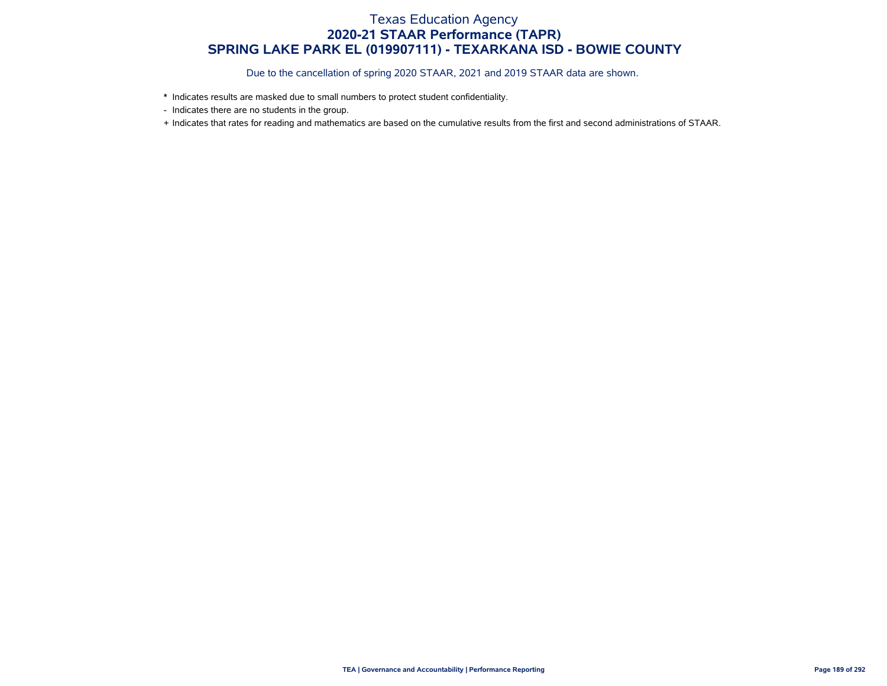# Texas Education Agency
## 2020-21 STAAR Performance (TAPR)
## SPRING LAKE PARK EL (019907111) - TEXARKANA ISD - BOWIE COUNTY

Due to the cancellation of spring 2020 STAAR, 2021 and 2019 STAAR data are shown.

\* Indicates results are masked due to small numbers to protect student confidentiality.

\- Indicates there are no students in the group.

\+ Indicates that rates for reading and mathematics are based on the cumulative results from the first and second administrations of STAAR.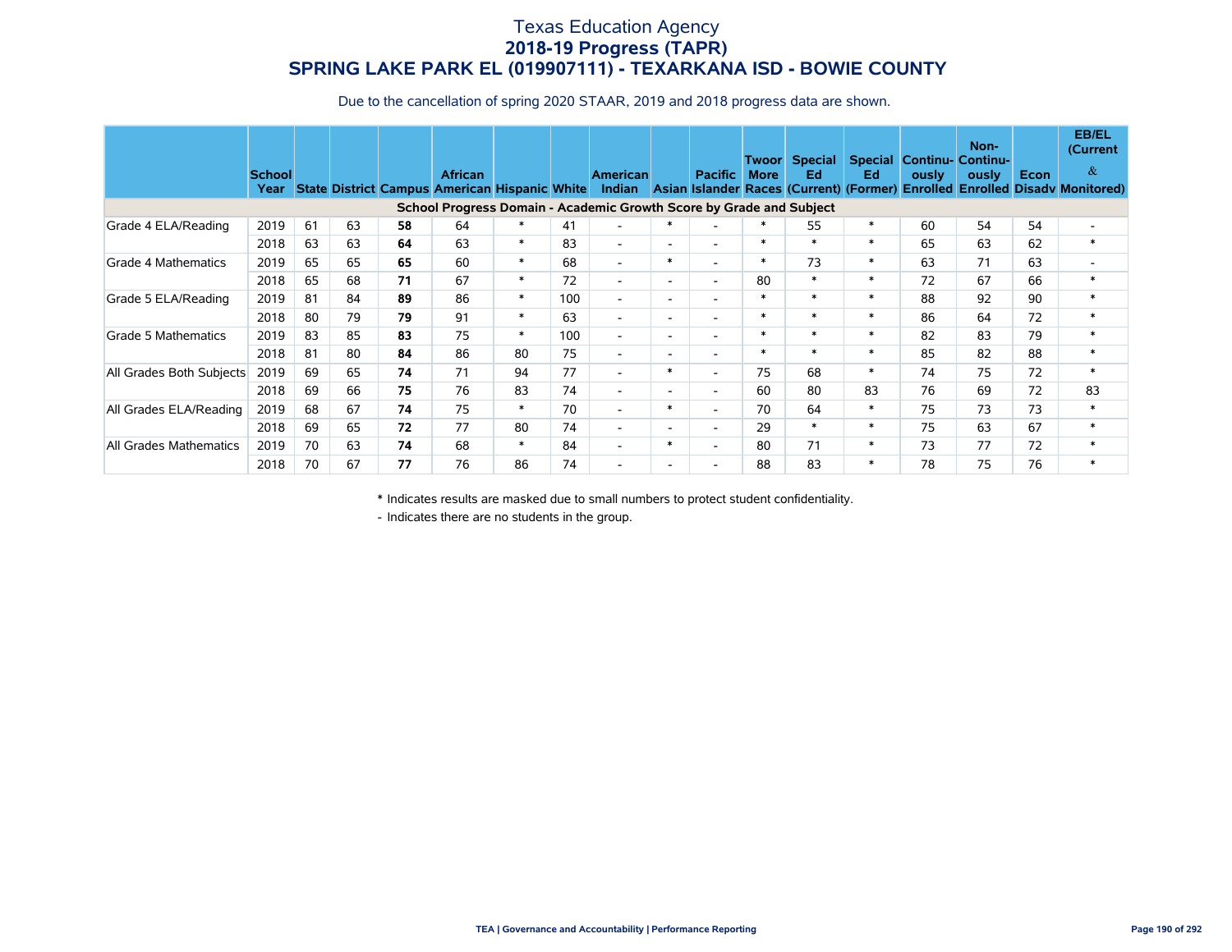# Texas Education Agency
## 2018-19 Progress (TAPR)
## SPRING LAKE PARK EL (019907111) - TEXARKANA ISD - BOWIE COUNTY

Due to the cancellation of spring 2020 STAAR, 2019 and 2018 progress data are shown.

| | School Year | State | District | Campus | African American | Hispanic | White | American Indian | Asian | Pacific Islander | Twoor More Races | Special Ed (Current) | Special Ed (Former) | Continu-ously Enrolled | Non-Continu-ously Enrolled | Econ Disadv | EB/EL (Current & Monitored) |
|---|---|---|---|---|---|---|---|---|---|---|---|---|---|---|---|---|---|
| **School Progress Domain - Academic Growth Score by Grade and Subject** | | | | | | | | | | | | | | | | | |
| Grade 4 ELA/Reading | 2019 | 61 | 63 | **58** | 64 | * | 41 | - | * | - | * | 55 | * | 60 | 54 | 54 | - |
| | 2018 | 63 | 63 | **64** | 63 | * | 83 | - | - | - | * | * | * | 65 | 63 | 62 | * |
| Grade 4 Mathematics | 2019 | 65 | 65 | **65** | 60 | * | 68 | - | * | - | * | 73 | * | 63 | 71 | 63 | - |
| | 2018 | 65 | 68 | **71** | 67 | * | 72 | - | - | - | 80 | * | * | 72 | 67 | 66 | * |
| Grade 5 ELA/Reading | 2019 | 81 | 84 | **89** | 86 | * | 100 | - | - | - | * | * | * | 88 | 92 | 90 | * |
| | 2018 | 80 | 79 | **79** | 91 | * | 63 | - | - | - | * | * | * | 86 | 64 | 72 | * |
| Grade 5 Mathematics | 2019 | 83 | 85 | **83** | 75 | * | 100 | - | - | - | * | * | * | 82 | 83 | 79 | * |
| | 2018 | 81 | 80 | **84** | 86 | 80 | 75 | - | - | - | * | * | * | 85 | 82 | 88 | * |
| All Grades Both Subjects | 2019 | 69 | 65 | **74** | 71 | 94 | 77 | - | * | - | 75 | 68 | * | 74 | 75 | 72 | * |
| | 2018 | 69 | 66 | **75** | 76 | 83 | 74 | - | - | - | 60 | 80 | 83 | 76 | 69 | 72 | 83 |
| All Grades ELA/Reading | 2019 | 68 | 67 | **74** | 75 | * | 70 | - | * | - | 70 | 64 | * | 75 | 73 | 73 | * |
| | 2018 | 69 | 65 | **72** | 77 | 80 | 74 | - | - | - | 29 | * | * | 75 | 63 | 67 | * |
| All Grades Mathematics | 2019 | 70 | 63 | **74** | 68 | * | 84 | - | * | - | 80 | 71 | * | 73 | 77 | 72 | * |
| | 2018 | 70 | 67 | **77** | 76 | 86 | 74 | - | - | - | 88 | 83 | * | 78 | 75 | 76 | * |

\* Indicates results are masked due to small numbers to protect student confidentiality.

\- Indicates there are no students in the group.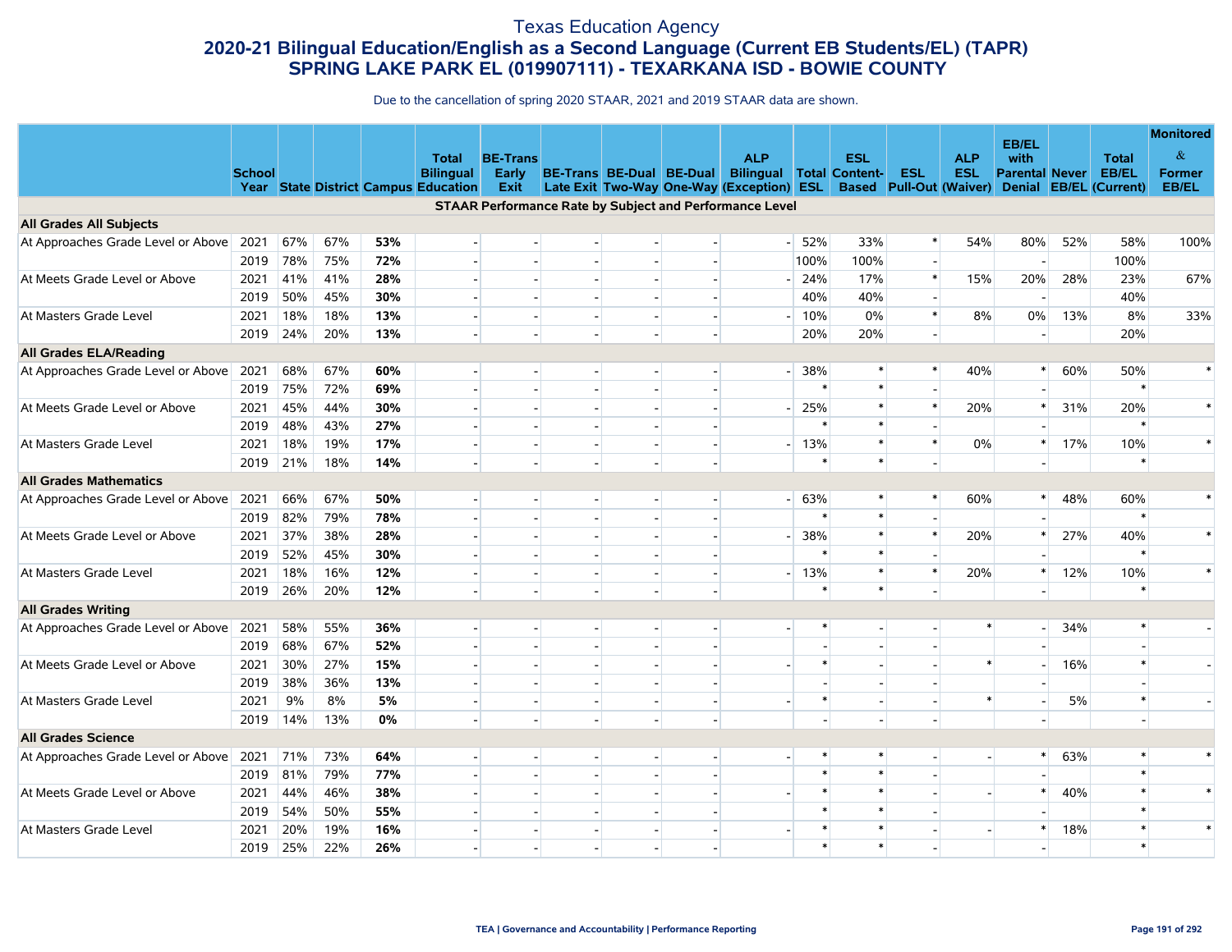# Texas Education Agency

## 2020-21 Bilingual Education/English as a Second Language (Current EB Students/EL) (TAPR)

## SPRING LAKE PARK EL (019907111) - TEXARKANA ISD - BOWIE COUNTY

Due to the cancellation of spring 2020 STAAR, 2021 and 2019 STAAR data are shown.

| | School Year | State | District | Campus | Total Bilingual Education | BE-Trans Early Exit | BE-Trans Late Exit | BE-Dual Two-Way | BE-Dual One-Way | ALP Bilingual (Exception) | Total ESL | ESL Content-Based | ESL Pull-Out | ALP ESL (Waiver) | EB/EL with Parental Denial | Never EB/EL | Total EB/EL (Current) | Monitored & Former EB/EL |
|---|---|---|---|---|---|---|---|---|---|---|---|---|---|---|---|---|---|---|
| **STAAR Performance Rate by Subject and Performance Level** | | | | | | | | | | | | | | | | | | |
| **All Grades All Subjects** | | | | | | | | | | | | | | | | | | |
| At Approaches Grade Level or Above | 2021 | 67% | 67% | **53%** | - | - | - | - | - | - | 52% | 33% | * | 54% | 80% | 52% | 58% | 100% |
| | 2019 | 78% | 75% | **72%** | - | - | - | - | - | | 100% | 100% | - | | - | | 100% | |
| At Meets Grade Level or Above | 2021 | 41% | 41% | **28%** | - | - | - | - | - | - | 24% | 17% | * | 15% | 20% | 28% | 23% | 67% |
| | 2019 | 50% | 45% | **30%** | - | - | - | - | - | | 40% | 40% | - | | - | | 40% | |
| At Masters Grade Level | 2021 | 18% | 18% | **13%** | - | - | - | - | - | - | 10% | 0% | * | 8% | 0% | 13% | 8% | 33% |
| | 2019 | 24% | 20% | **13%** | - | - | - | - | - | | 20% | 20% | - | | - | | 20% | |
| **All Grades ELA/Reading** | | | | | | | | | | | | | | | | | | |
| At Approaches Grade Level or Above | 2021 | 68% | 67% | **60%** | - | - | - | - | - | - | 38% | * | * | 40% | * | 60% | 50% | * |
| | 2019 | 75% | 72% | **69%** | - | - | - | - | - | | * | * | - | | - | | * | |
| At Meets Grade Level or Above | 2021 | 45% | 44% | **30%** | - | - | - | - | - | - | 25% | * | * | 20% | * | 31% | 20% | * |
| | 2019 | 48% | 43% | **27%** | - | - | - | - | - | | * | * | - | | - | | * | |
| At Masters Grade Level | 2021 | 18% | 19% | **17%** | - | - | - | - | - | - | 13% | * | * | 0% | * | 17% | 10% | * |
| | 2019 | 21% | 18% | **14%** | - | - | - | - | - | | * | * | - | | - | | * | |
| **All Grades Mathematics** | | | | | | | | | | | | | | | | | | |
| At Approaches Grade Level or Above | 2021 | 66% | 67% | **50%** | - | - | - | - | - | - | 63% | * | * | 60% | * | 48% | 60% | * |
| | 2019 | 82% | 79% | **78%** | - | - | - | - | - | | * | * | - | | - | | * | |
| At Meets Grade Level or Above | 2021 | 37% | 38% | **28%** | - | - | - | - | - | - | 38% | * | * | 20% | * | 27% | 40% | * |
| | 2019 | 52% | 45% | **30%** | - | - | - | - | - | | * | * | - | | - | | * | |
| At Masters Grade Level | 2021 | 18% | 16% | **12%** | - | - | - | - | - | - | 13% | * | * | 20% | * | 12% | 10% | * |
| | 2019 | 26% | 20% | **12%** | - | - | - | - | - | | * | * | - | | - | | * | |
| **All Grades Writing** | | | | | | | | | | | | | | | | | | |
| At Approaches Grade Level or Above | 2021 | 58% | 55% | **36%** | - | - | - | - | - | - | * | - | - | * | - | 34% | * | - |
| | 2019 | 68% | 67% | **52%** | - | - | - | - | - | | - | - | - | | - | | - | |
| At Meets Grade Level or Above | 2021 | 30% | 27% | **15%** | - | - | - | - | - | - | * | - | - | * | - | 16% | * | - |
| | 2019 | 38% | 36% | **13%** | - | - | - | - | - | | - | - | - | | - | | - | |
| At Masters Grade Level | 2021 | 9% | 8% | **5%** | - | - | - | - | - | - | * | - | - | * | - | 5% | * | - |
| | 2019 | 14% | 13% | **0%** | - | - | - | - | - | | - | - | - | | - | | - | |
| **All Grades Science** | | | | | | | | | | | | | | | | | | |
| At Approaches Grade Level or Above | 2021 | 71% | 73% | **64%** | - | - | - | - | - | - | * | * | - | - | * | 63% | * | * |
| | 2019 | 81% | 79% | **77%** | - | - | - | - | - | | * | * | - | | - | | * | |
| At Meets Grade Level or Above | 2021 | 44% | 46% | **38%** | - | - | - | - | - | - | * | * | - | - | * | 40% | * | * |
| | 2019 | 54% | 50% | **55%** | - | - | - | - | - | | * | * | - | | - | | * | |
| At Masters Grade Level | 2021 | 20% | 19% | **16%** | - | - | - | - | - | - | * | * | - | - | * | 18% | * | * |
| | 2019 | 25% | 22% | **26%** | - | - | - | - | - | | * | * | - | | - | | * | |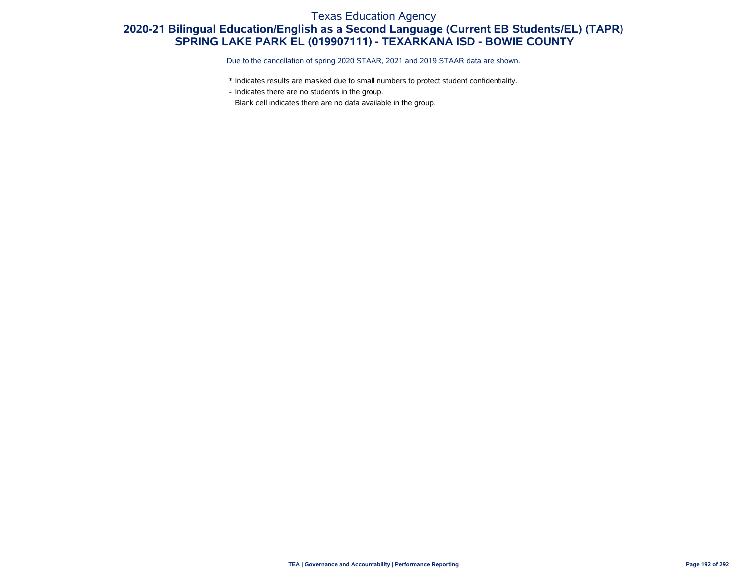# Texas Education Agency

## 2020-21 Bilingual Education/English as a Second Language (Current EB Students/EL) (TAPR)
## SPRING LAKE PARK EL (019907111) - TEXARKANA ISD - BOWIE COUNTY

Due to the cancellation of spring 2020 STAAR, 2021 and 2019 STAAR data are shown.

* Indicates results are masked due to small numbers to protect student confidentiality.
- Indicates there are no students in the group.

Blank cell indicates there are no data available in the group.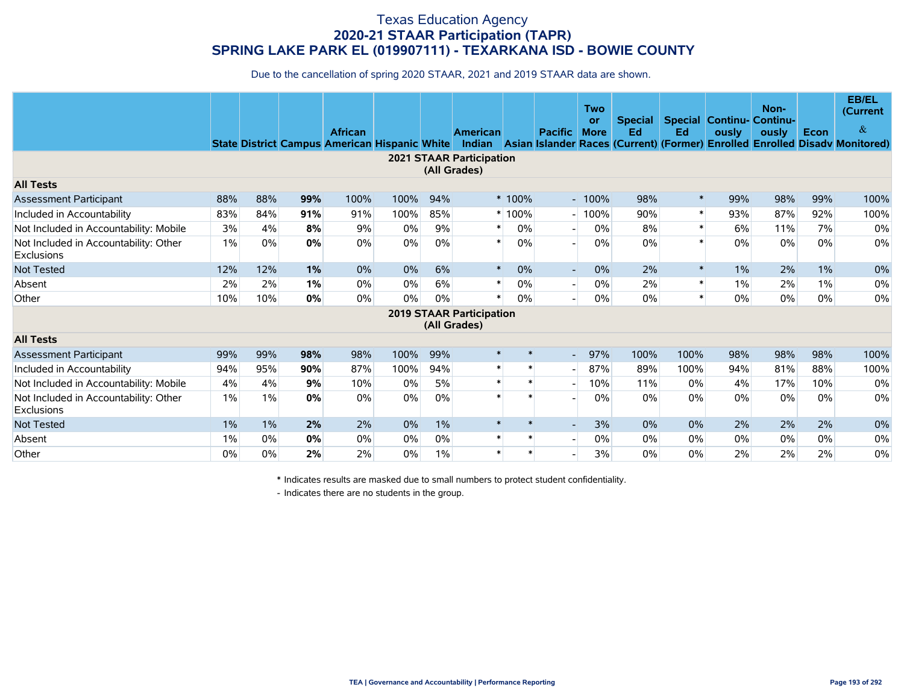# Texas Education Agency

## 2020-21 STAAR Participation (TAPR)

## SPRING LAKE PARK EL (019907111) - TEXARKANA ISD - BOWIE COUNTY

Due to the cancellation of spring 2020 STAAR, 2021 and 2019 STAAR data are shown.

| | State | District | Campus | African American | Hispanic | White | American Indian | Asian | Pacific Islander | Two or More Races | Special Ed (Current) | Special Ed (Former) | Continu-ously Enrolled | Non-Continu-ously Enrolled | Econ Disadv | EB/EL (Current & Monitored) |
|---|---|---|---|---|---|---|---|---|---|---|---|---|---|---|---|---|
| **2021 STAAR Participation (All Grades)** | | | | | | | | | | | | | | | | |
| **All Tests** | | | | | | | | | | | | | | | | |
| Assessment Participant | 88% | 88% | **99%** | 100% | 100% | 94% | * | 100% | - | 100% | 98% | * | 99% | 98% | 99% | 100% |
| Included in Accountability | 83% | 84% | **91%** | 91% | 100% | 85% | * | 100% | - | 100% | 90% | * | 93% | 87% | 92% | 100% |
| Not Included in Accountability: Mobile | 3% | 4% | **8%** | 9% | 0% | 9% | * | 0% | - | 0% | 8% | * | 6% | 11% | 7% | 0% |
| Not Included in Accountability: Other Exclusions | 1% | 0% | **0%** | 0% | 0% | 0% | * | 0% | - | 0% | 0% | * | 0% | 0% | 0% | 0% |
| Not Tested | 12% | 12% | **1%** | 0% | 0% | 6% | * | 0% | - | 0% | 2% | * | 1% | 2% | 1% | 0% |
| Absent | 2% | 2% | **1%** | 0% | 0% | 6% | * | 0% | - | 0% | 2% | * | 1% | 2% | 1% | 0% |
| Other | 10% | 10% | **0%** | 0% | 0% | 0% | * | 0% | - | 0% | 0% | * | 0% | 0% | 0% | 0% |
| **2019 STAAR Participation (All Grades)** | | | | | | | | | | | | | | | | |
| **All Tests** | | | | | | | | | | | | | | | | |
| Assessment Participant | 99% | 99% | **98%** | 98% | 100% | 99% | * | * | - | 97% | 100% | 100% | 98% | 98% | 98% | 100% |
| Included in Accountability | 94% | 95% | **90%** | 87% | 100% | 94% | * | * | - | 87% | 89% | 100% | 94% | 81% | 88% | 100% |
| Not Included in Accountability: Mobile | 4% | 4% | **9%** | 10% | 0% | 5% | * | * | - | 10% | 11% | 0% | 4% | 17% | 10% | 0% |
| Not Included in Accountability: Other Exclusions | 1% | 1% | **0%** | 0% | 0% | 0% | * | * | - | 0% | 0% | 0% | 0% | 0% | 0% | 0% |
| Not Tested | 1% | 1% | **2%** | 2% | 0% | 1% | * | * | - | 3% | 0% | 0% | 2% | 2% | 2% | 0% |
| Absent | 1% | 0% | **0%** | 0% | 0% | 0% | * | * | - | 0% | 0% | 0% | 0% | 0% | 0% | 0% |
| Other | 0% | 0% | **2%** | 2% | 0% | 1% | * | * | - | 3% | 0% | 0% | 2% | 2% | 2% | 0% |

\* Indicates results are masked due to small numbers to protect student confidentiality.

\- Indicates there are no students in the group.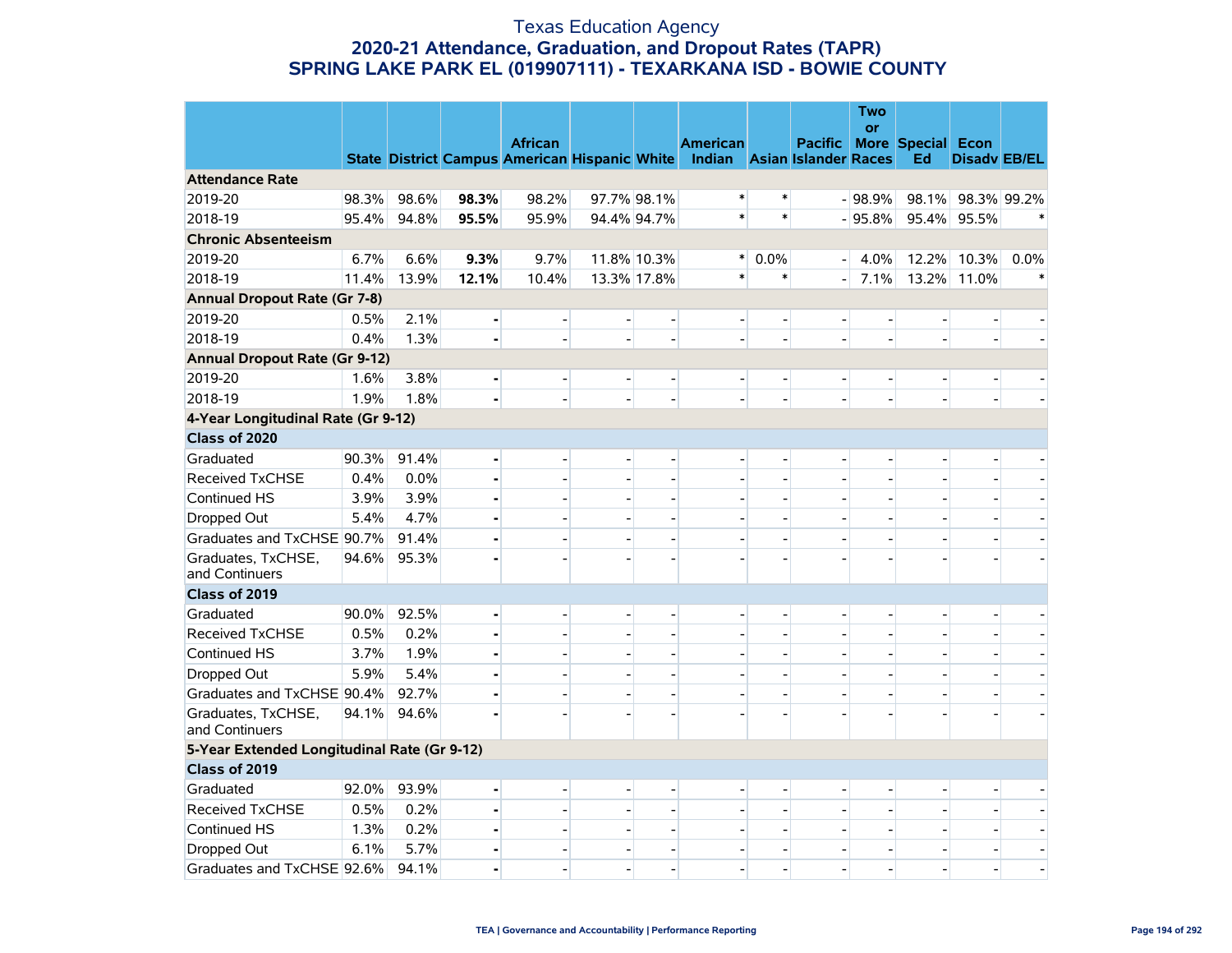# Texas Education Agency

## 2020-21 Attendance, Graduation, and Dropout Rates (TAPR)

## SPRING LAKE PARK EL (019907111) - TEXARKANA ISD - BOWIE COUNTY

| | State | District | Campus | African American | Hispanic | White | American Indian | Asian | Pacific Islander | Two or More Races | Special Ed | Econ Disadv | EB/EL |
|---|---|---|---|---|---|---|---|---|---|---|---|---|---|
| **Attendance Rate** | | | | | | | | | | | | | |
| 2019-20 | 98.3% | 98.6% | **98.3%** | 98.2% | 97.7% | 98.1% | * | * | - | 98.9% | 98.1% | 98.3% | 99.2% |
| 2018-19 | 95.4% | 94.8% | **95.5%** | 95.9% | 94.4% | 94.7% | * | * | - | 95.8% | 95.4% | 95.5% | * |
| **Chronic Absenteeism** | | | | | | | | | | | | | |
| 2019-20 | 6.7% | 6.6% | **9.3%** | 9.7% | 11.8% | 10.3% | * | 0.0% | - | 4.0% | 12.2% | 10.3% | 0.0% |
| 2018-19 | 11.4% | 13.9% | **12.1%** | 10.4% | 13.3% | 17.8% | * | * | - | 7.1% | 13.2% | 11.0% | * |
| **Annual Dropout Rate (Gr 7-8)** | | | | | | | | | | | | | |
| 2019-20 | 0.5% | 2.1% | **-** | - | - | - | - | - | - | - | - | - | - |
| 2018-19 | 0.4% | 1.3% | **-** | - | - | - | - | - | - | - | - | - | - |
| **Annual Dropout Rate (Gr 9-12)** | | | | | | | | | | | | | |
| 2019-20 | 1.6% | 3.8% | **-** | - | - | - | - | - | - | - | - | - | - |
| 2018-19 | 1.9% | 1.8% | **-** | - | - | - | - | - | - | - | - | - | - |
| **4-Year Longitudinal Rate (Gr 9-12)** | | | | | | | | | | | | | |
| **Class of 2020** | | | | | | | | | | | | | |
| Graduated | 90.3% | 91.4% | **-** | - | - | - | - | - | - | - | - | - | - |
| Received TxCHSE | 0.4% | 0.0% | **-** | - | - | - | - | - | - | - | - | - | - |
| Continued HS | 3.9% | 3.9% | **-** | - | - | - | - | - | - | - | - | - | - |
| Dropped Out | 5.4% | 4.7% | **-** | - | - | - | - | - | - | - | - | - | - |
| Graduates and TxCHSE | 90.7% | 91.4% | **-** | - | - | - | - | - | - | - | - | - | - |
| Graduates, TxCHSE, and Continuers | 94.6% | 95.3% | **-** | - | - | - | - | - | - | - | - | - | - |
| **Class of 2019** | | | | | | | | | | | | | |
| Graduated | 90.0% | 92.5% | **-** | - | - | - | - | - | - | - | - | - | - |
| Received TxCHSE | 0.5% | 0.2% | **-** | - | - | - | - | - | - | - | - | - | - |
| Continued HS | 3.7% | 1.9% | **-** | - | - | - | - | - | - | - | - | - | - |
| Dropped Out | 5.9% | 5.4% | **-** | - | - | - | - | - | - | - | - | - | - |
| Graduates and TxCHSE | 90.4% | 92.7% | **-** | - | - | - | - | - | - | - | - | - | - |
| Graduates, TxCHSE, and Continuers | 94.1% | 94.6% | **-** | - | - | - | - | - | - | - | - | - | - |
| **5-Year Extended Longitudinal Rate (Gr 9-12)** | | | | | | | | | | | | | |
| **Class of 2019** | | | | | | | | | | | | | |
| Graduated | 92.0% | 93.9% | **-** | - | - | - | - | - | - | - | - | - | - |
| Received TxCHSE | 0.5% | 0.2% | **-** | - | - | - | - | - | - | - | - | - | - |
| Continued HS | 1.3% | 0.2% | **-** | - | - | - | - | - | - | - | - | - | - |
| Dropped Out | 6.1% | 5.7% | **-** | - | - | - | - | - | - | - | - | - | - |
| Graduates and TxCHSE | 92.6% | 94.1% | **-** | - | - | - | - | - | - | - | - | - | - |

TEA | Governance and Accountability | Performance Reporting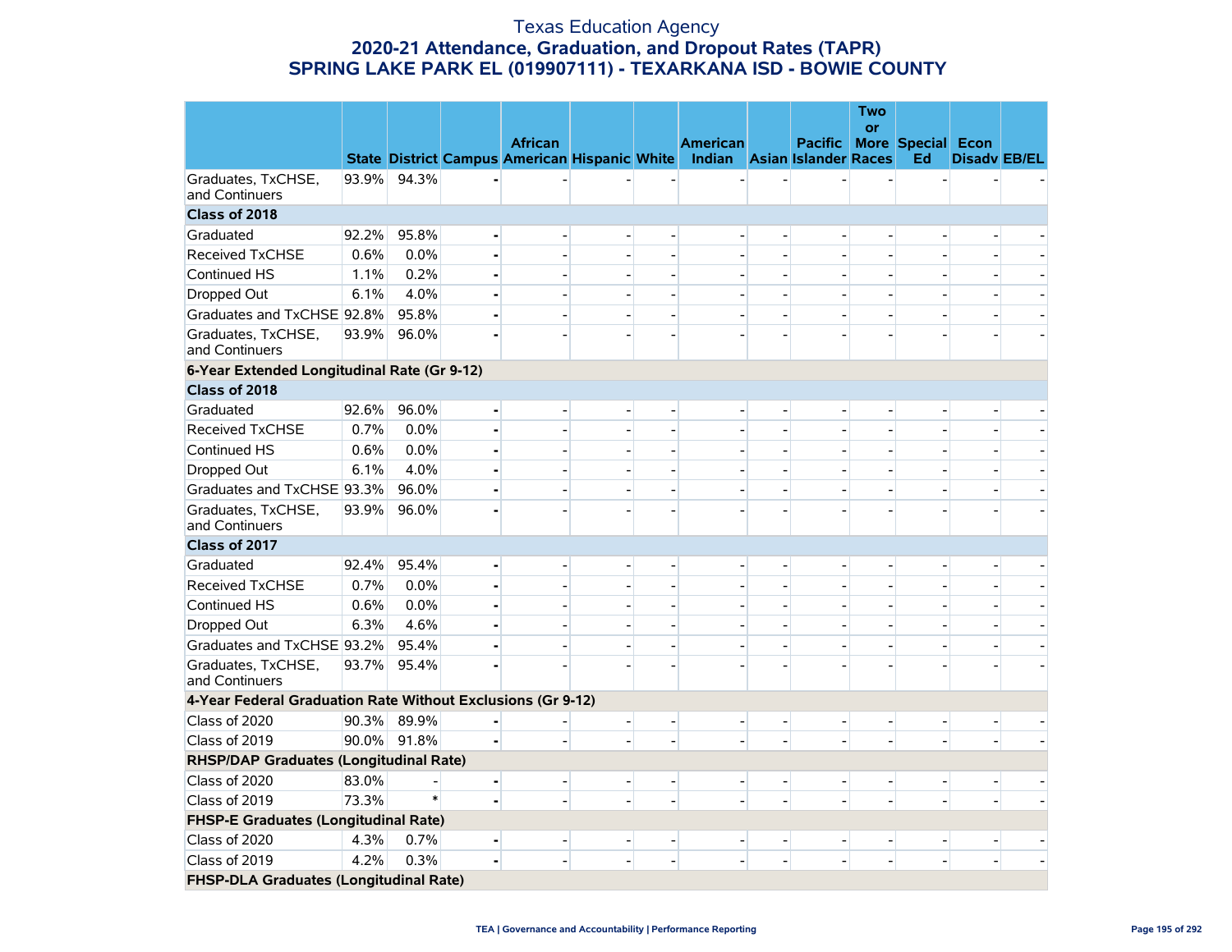# Texas Education Agency
## 2020-21 Attendance, Graduation, and Dropout Rates (TAPR)
## SPRING LAKE PARK EL (019907111) - TEXARKANA ISD - BOWIE COUNTY

| | State | District | Campus | African American | Hispanic | White | American Indian | Asian | Pacific Islander | Two or More Races | Special Ed | Econ Disadv | EB/EL |
|---|---|---|---|---|---|---|---|---|---|---|---|---|---|
| Graduates, TxCHSE, and Continuers | 93.9% | 94.3% | - | - | - | - | - | - | - | - | - | - | - |
| **Class of 2018** | | | | | | | | | | | | | |
| Graduated | 92.2% | 95.8% | - | - | - | - | - | - | - | - | - | - | - |
| Received TxCHSE | 0.6% | 0.0% | - | - | - | - | - | - | - | - | - | - | - |
| Continued HS | 1.1% | 0.2% | - | - | - | - | - | - | - | - | - | - | - |
| Dropped Out | 6.1% | 4.0% | - | - | - | - | - | - | - | - | - | - | - |
| Graduates and TxCHSE | 92.8% | 95.8% | - | - | - | - | - | - | - | - | - | - | - |
| Graduates, TxCHSE, and Continuers | 93.9% | 96.0% | - | - | - | - | - | - | - | - | - | - | - |
| **6-Year Extended Longitudinal Rate (Gr 9-12)** | | | | | | | | | | | | | |
| **Class of 2018** | | | | | | | | | | | | | |
| Graduated | 92.6% | 96.0% | - | - | - | - | - | - | - | - | - | - | - |
| Received TxCHSE | 0.7% | 0.0% | - | - | - | - | - | - | - | - | - | - | - |
| Continued HS | 0.6% | 0.0% | - | - | - | - | - | - | - | - | - | - | - |
| Dropped Out | 6.1% | 4.0% | - | - | - | - | - | - | - | - | - | - | - |
| Graduates and TxCHSE | 93.3% | 96.0% | - | - | - | - | - | - | - | - | - | - | - |
| Graduates, TxCHSE, and Continuers | 93.9% | 96.0% | - | - | - | - | - | - | - | - | - | - | - |
| **Class of 2017** | | | | | | | | | | | | | |
| Graduated | 92.4% | 95.4% | - | - | - | - | - | - | - | - | - | - | - |
| Received TxCHSE | 0.7% | 0.0% | - | - | - | - | - | - | - | - | - | - | - |
| Continued HS | 0.6% | 0.0% | - | - | - | - | - | - | - | - | - | - | - |
| Dropped Out | 6.3% | 4.6% | - | - | - | - | - | - | - | - | - | - | - |
| Graduates and TxCHSE | 93.2% | 95.4% | - | - | - | - | - | - | - | - | - | - | - |
| Graduates, TxCHSE, and Continuers | 93.7% | 95.4% | - | - | - | - | - | - | - | - | - | - | - |
| **4-Year Federal Graduation Rate Without Exclusions (Gr 9-12)** | | | | | | | | | | | | | |
| Class of 2020 | 90.3% | 89.9% | - | - | - | - | - | - | - | - | - | - | - |
| Class of 2019 | 90.0% | 91.8% | - | - | - | - | - | - | - | - | - | - | - |
| **RHSP/DAP Graduates (Longitudinal Rate)** | | | | | | | | | | | | | |
| Class of 2020 | 83.0% | - | - | - | - | - | - | - | - | - | - | - | - |
| Class of 2019 | 73.3% | * | - | - | - | - | - | - | - | - | - | - | - |
| **FHSP-E Graduates (Longitudinal Rate)** | | | | | | | | | | | | | |
| Class of 2020 | 4.3% | 0.7% | - | - | - | - | - | - | - | - | - | - | - |
| Class of 2019 | 4.2% | 0.3% | - | - | - | - | - | - | - | - | - | - | - |
| **FHSP-DLA Graduates (Longitudinal Rate)** | | | | | | | | | | | | | |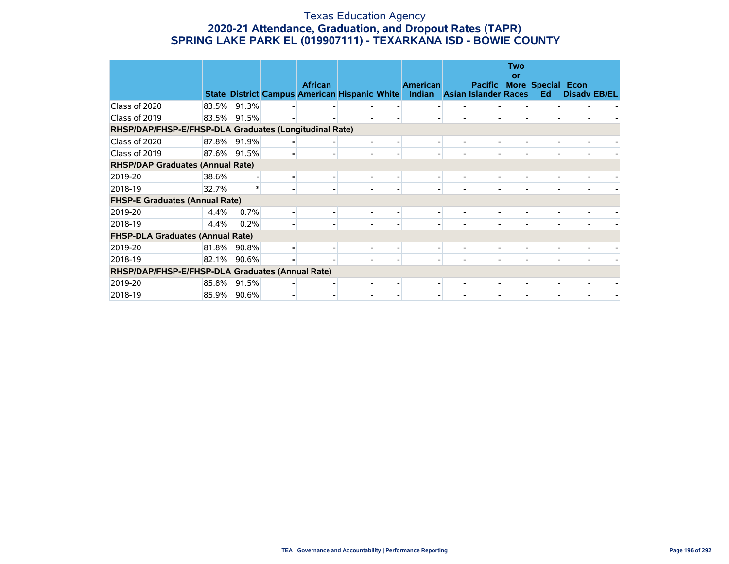# Texas Education Agency

## 2020-21 Attendance, Graduation, and Dropout Rates (TAPR)

## SPRING LAKE PARK EL (019907111) - TEXARKANA ISD - BOWIE COUNTY

| | State | District | Campus | African American | Hispanic | White | American Indian | Asian | Pacific Islander | Two or More Races | Special Ed | Econ Disadv | EB/EL |
|---|---|---|---|---|---|---|---|---|---|---|---|---|---|
| Class of 2020 | 83.5% | 91.3% | - | - | - | - | - | - | - | - | - | - | - |
| Class of 2019 | 83.5% | 91.5% | - | - | - | - | - | - | - | - | - | - | - |
| **RHSP/DAP/FHSP-E/FHSP-DLA Graduates (Longitudinal Rate)** | | | | | | | | | | | | | |
| Class of 2020 | 87.8% | 91.9% | - | - | - | - | - | - | - | - | - | - | - |
| Class of 2019 | 87.6% | 91.5% | - | - | - | - | - | - | - | - | - | - | - |
| **RHSP/DAP Graduates (Annual Rate)** | | | | | | | | | | | | | |
| 2019-20 | 38.6% | - | - | - | - | - | - | - | - | - | - | - | - |
| 2018-19 | 32.7% | * | - | - | - | - | - | - | - | - | - | - | - |
| **FHSP-E Graduates (Annual Rate)** | | | | | | | | | | | | | |
| 2019-20 | 4.4% | 0.7% | - | - | - | - | - | - | - | - | - | - | - |
| 2018-19 | 4.4% | 0.2% | - | - | - | - | - | - | - | - | - | - | - |
| **FHSP-DLA Graduates (Annual Rate)** | | | | | | | | | | | | | |
| 2019-20 | 81.8% | 90.8% | - | - | - | - | - | - | - | - | - | - | - |
| 2018-19 | 82.1% | 90.6% | - | - | - | - | - | - | - | - | - | - | - |
| **RHSP/DAP/FHSP-E/FHSP-DLA Graduates (Annual Rate)** | | | | | | | | | | | | | |
| 2019-20 | 85.8% | 91.5% | - | - | - | - | - | - | - | - | - | - | - |
| 2018-19 | 85.9% | 90.6% | - | - | - | - | - | - | - | - | - | - | - |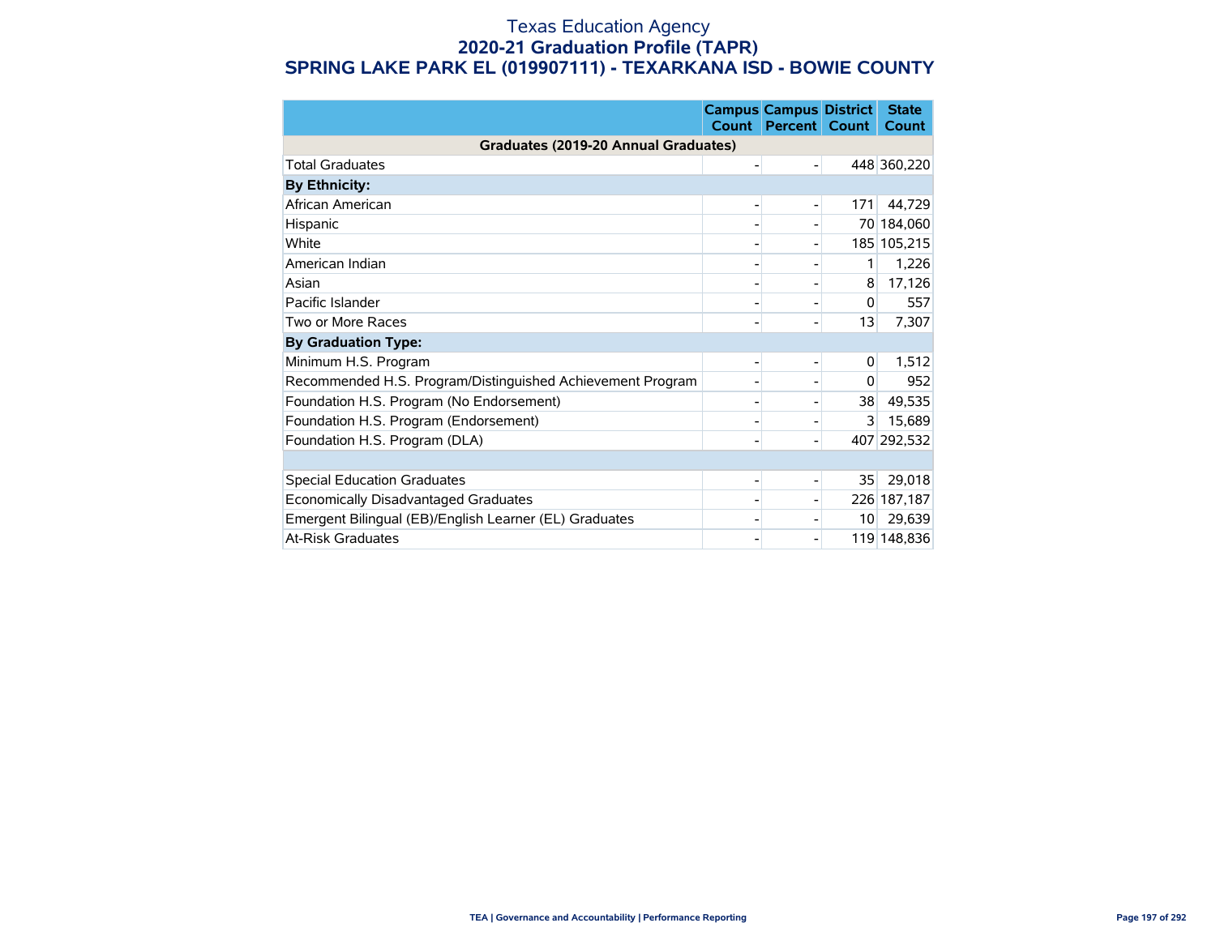# Texas Education Agency
## 2020-21 Graduation Profile (TAPR)
## SPRING LAKE PARK EL (019907111) - TEXARKANA ISD - BOWIE COUNTY

| | Campus Count | Campus Percent | District Count | State Count |
|---|---|---|---|---|
| **Graduates (2019-20 Annual Graduates)** | | | | |
| Total Graduates | - | - | 448 | 360,220 |
| **By Ethnicity:** | | | | |
| African American | - | - | 171 | 44,729 |
| Hispanic | - | - | 70 | 184,060 |
| White | - | - | 185 | 105,215 |
| American Indian | - | - | 1 | 1,226 |
| Asian | - | - | 8 | 17,126 |
| Pacific Islander | - | - | 0 | 557 |
| Two or More Races | - | - | 13 | 7,307 |
| **By Graduation Type:** | | | | |
| Minimum H.S. Program | - | - | 0 | 1,512 |
| Recommended H.S. Program/Distinguished Achievement Program | - | - | 0 | 952 |
| Foundation H.S. Program (No Endorsement) | - | - | 38 | 49,535 |
| Foundation H.S. Program (Endorsement) | - | - | 3 | 15,689 |
| Foundation H.S. Program (DLA) | - | - | 407 | 292,532 |
| | | | | |
| Special Education Graduates | - | - | 35 | 29,018 |
| Economically Disadvantaged Graduates | - | - | 226 | 187,187 |
| Emergent Bilingual (EB)/English Learner (EL) Graduates | - | - | 10 | 29,639 |
| At-Risk Graduates | - | - | 119 | 148,836 |

TEA | Governance and Accountability | Performance Reporting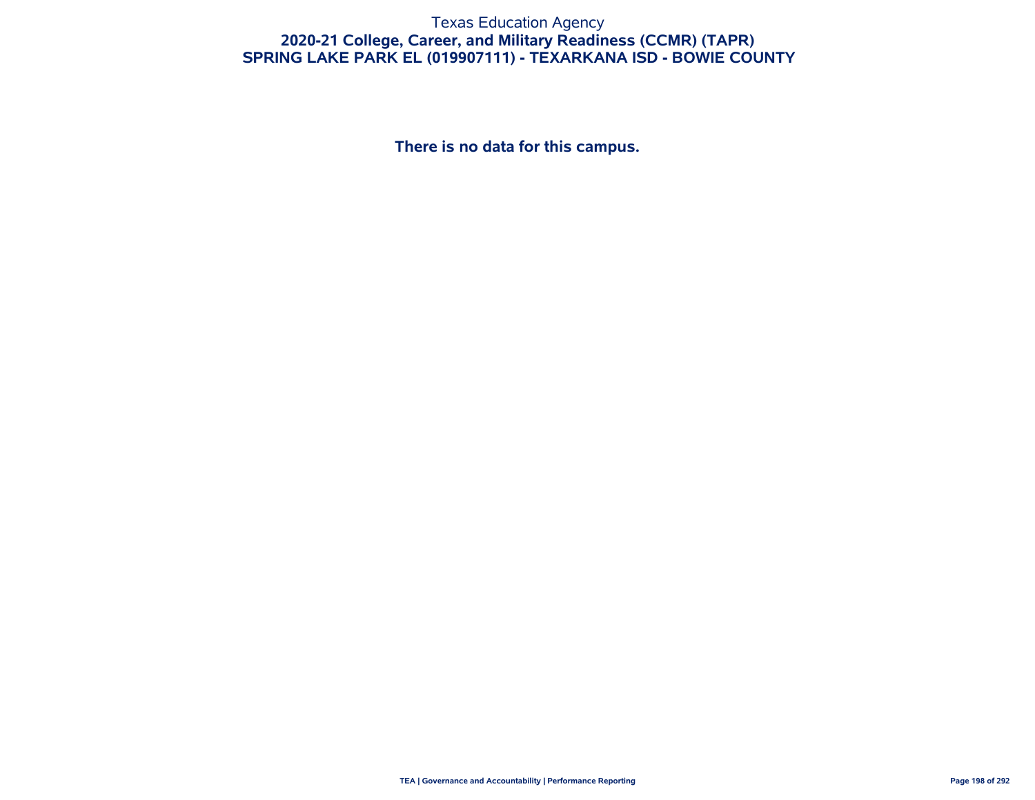Texas Education Agency

**2020-21 College, Career, and Military Readiness (CCMR) (TAPR)**

**SPRING LAKE PARK EL (019907111) - TEXARKANA ISD - BOWIE COUNTY**

**There is no data for this campus.**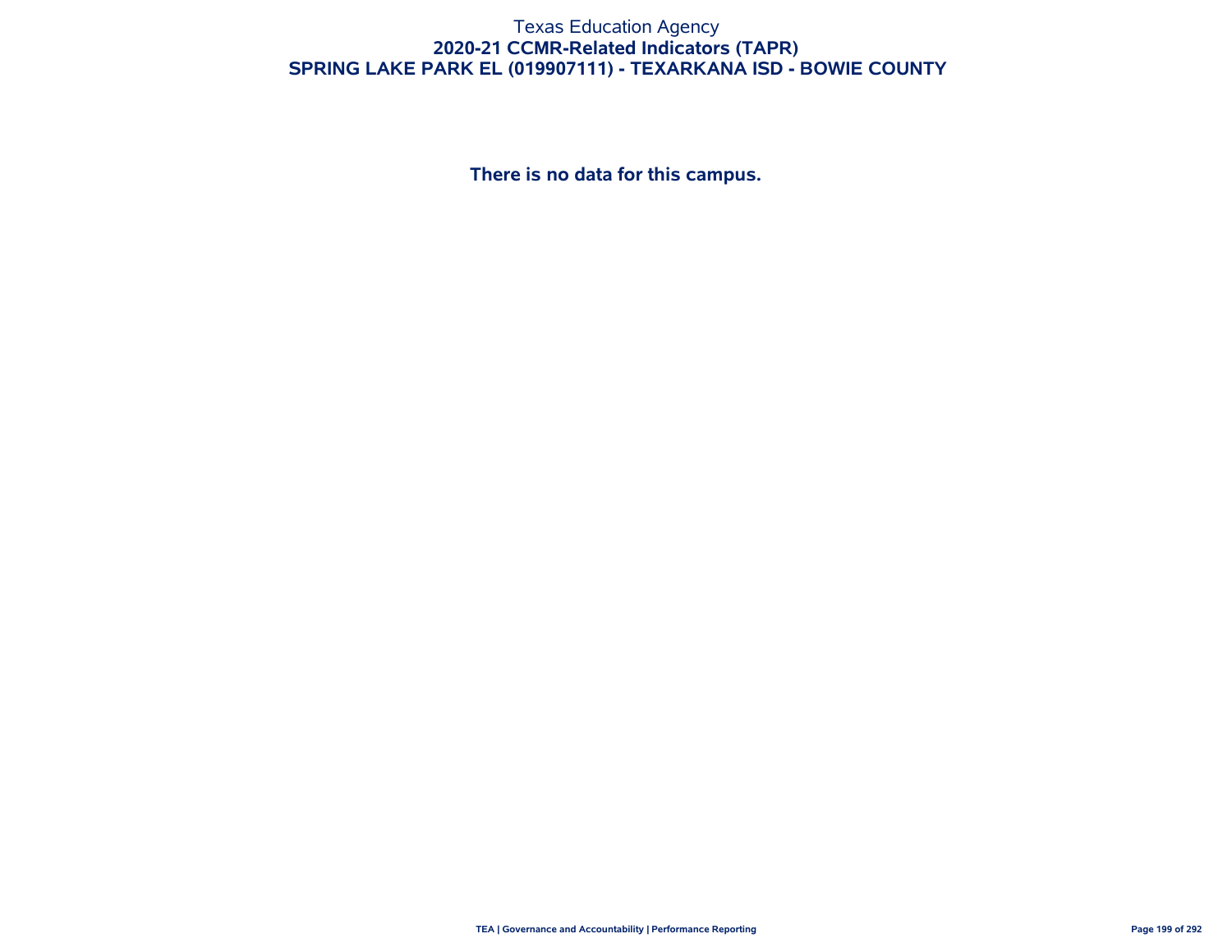# Texas Education Agency

## 2020-21 CCMR-Related Indicators (TAPR)

## SPRING LAKE PARK EL (019907111) - TEXARKANA ISD - BOWIE COUNTY

**There is no data for this campus.**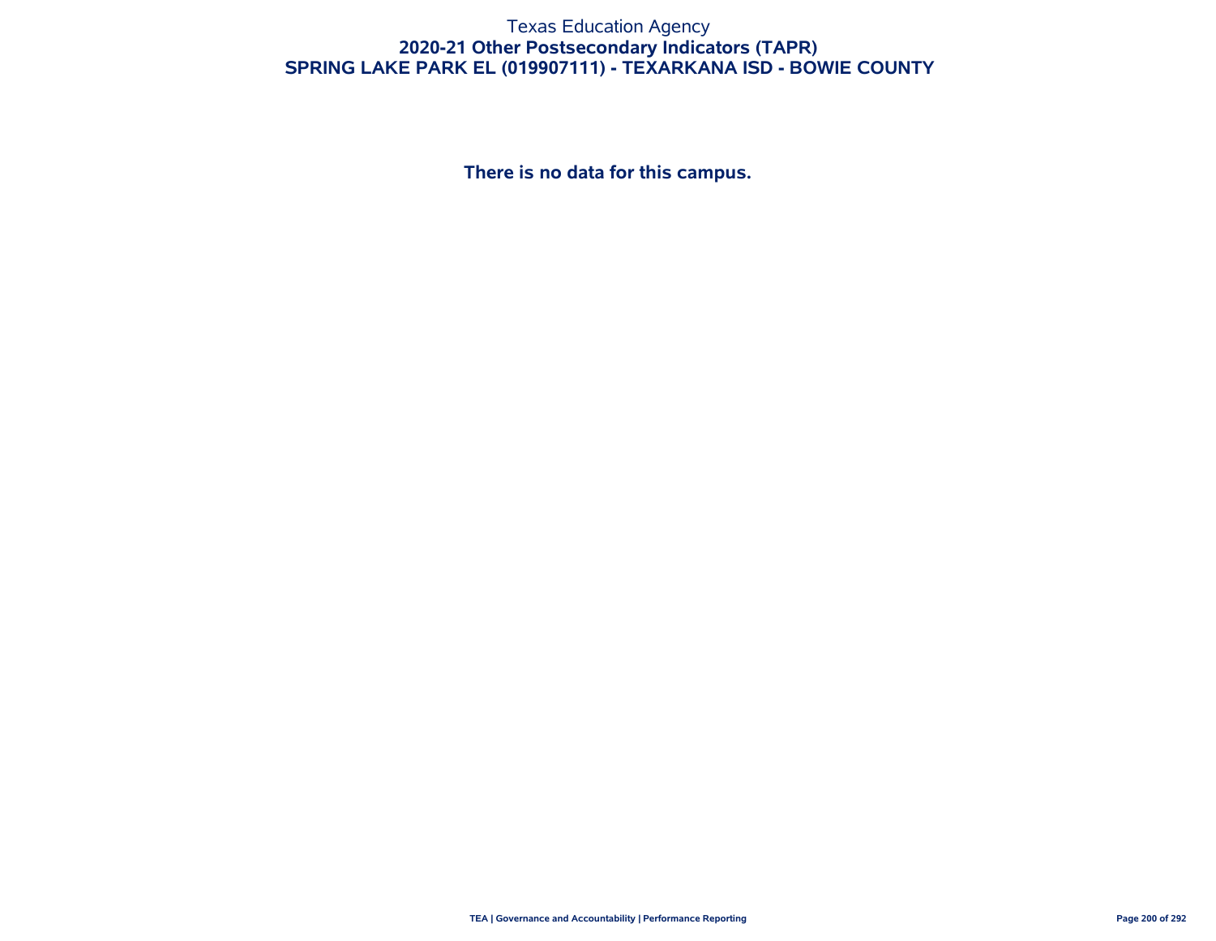# Texas Education Agency

## 2020-21 Other Postsecondary Indicators (TAPR)

## SPRING LAKE PARK EL (019907111) - TEXARKANA ISD - BOWIE COUNTY

**There is no data for this campus.**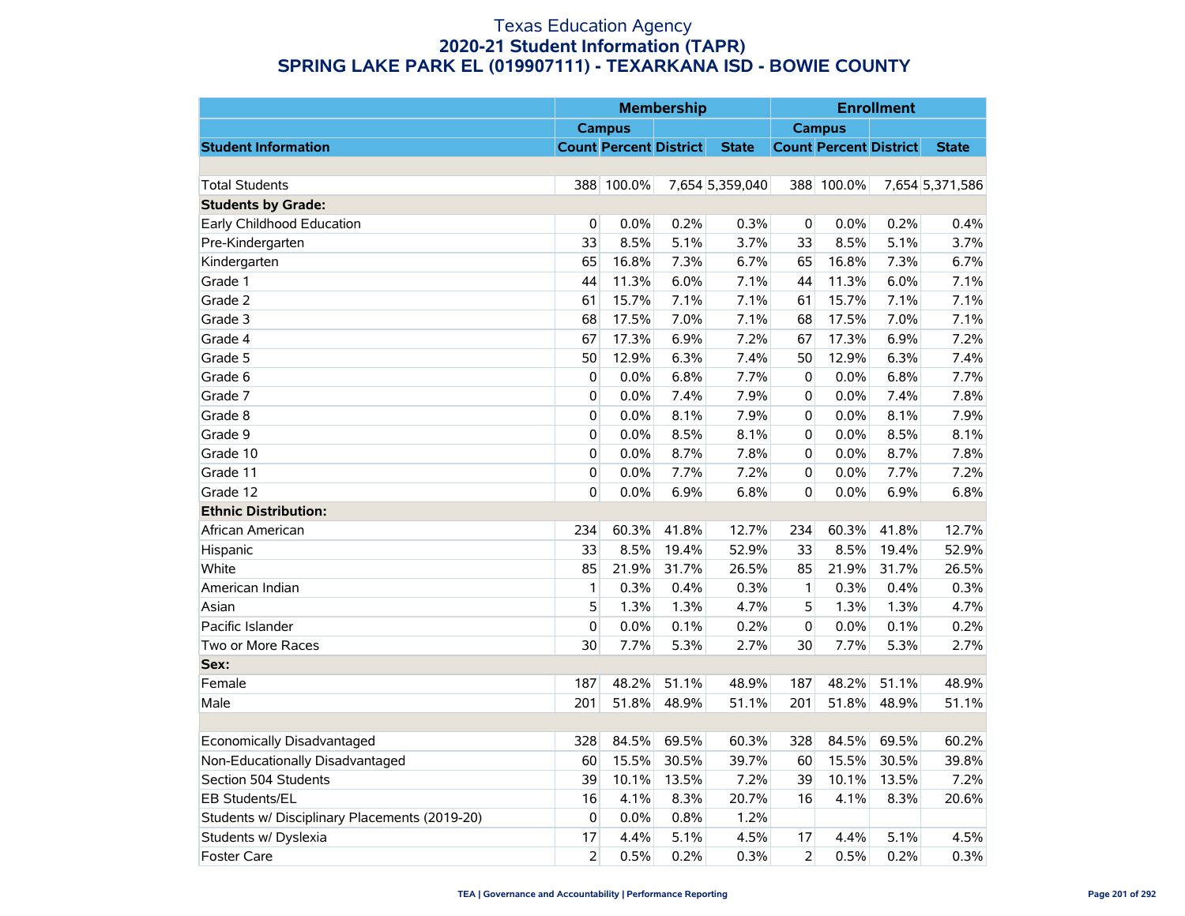# Texas Education Agency
## 2020-21 Student Information (TAPR)
## SPRING LAKE PARK EL (019907111) - TEXARKANA ISD - BOWIE COUNTY

| | Membership | | | | Enrollment | | | |
|---|---|---|---|---|---|---|---|---|
| | Campus | | | | Campus | | | |
| **Student Information** | **Count** | **Percent** | **District** | **State** | **Count** | **Percent** | **District** | **State** |
| | | | | | | | | |
| Total Students | 388 | 100.0% | 7,654 | 5,359,040 | 388 | 100.0% | 7,654 | 5,371,586 |
| **Students by Grade:** | | | | | | | | |
| Early Childhood Education | 0 | 0.0% | 0.2% | 0.3% | 0 | 0.0% | 0.2% | 0.4% |
| Pre-Kindergarten | 33 | 8.5% | 5.1% | 3.7% | 33 | 8.5% | 5.1% | 3.7% |
| Kindergarten | 65 | 16.8% | 7.3% | 6.7% | 65 | 16.8% | 7.3% | 6.7% |
| Grade 1 | 44 | 11.3% | 6.0% | 7.1% | 44 | 11.3% | 6.0% | 7.1% |
| Grade 2 | 61 | 15.7% | 7.1% | 7.1% | 61 | 15.7% | 7.1% | 7.1% |
| Grade 3 | 68 | 17.5% | 7.0% | 7.1% | 68 | 17.5% | 7.0% | 7.1% |
| Grade 4 | 67 | 17.3% | 6.9% | 7.2% | 67 | 17.3% | 6.9% | 7.2% |
| Grade 5 | 50 | 12.9% | 6.3% | 7.4% | 50 | 12.9% | 6.3% | 7.4% |
| Grade 6 | 0 | 0.0% | 6.8% | 7.7% | 0 | 0.0% | 6.8% | 7.7% |
| Grade 7 | 0 | 0.0% | 7.4% | 7.9% | 0 | 0.0% | 7.4% | 7.8% |
| Grade 8 | 0 | 0.0% | 8.1% | 7.9% | 0 | 0.0% | 8.1% | 7.9% |
| Grade 9 | 0 | 0.0% | 8.5% | 8.1% | 0 | 0.0% | 8.5% | 8.1% |
| Grade 10 | 0 | 0.0% | 8.7% | 7.8% | 0 | 0.0% | 8.7% | 7.8% |
| Grade 11 | 0 | 0.0% | 7.7% | 7.2% | 0 | 0.0% | 7.7% | 7.2% |
| Grade 12 | 0 | 0.0% | 6.9% | 6.8% | 0 | 0.0% | 6.9% | 6.8% |
| **Ethnic Distribution:** | | | | | | | | |
| African American | 234 | 60.3% | 41.8% | 12.7% | 234 | 60.3% | 41.8% | 12.7% |
| Hispanic | 33 | 8.5% | 19.4% | 52.9% | 33 | 8.5% | 19.4% | 52.9% |
| White | 85 | 21.9% | 31.7% | 26.5% | 85 | 21.9% | 31.7% | 26.5% |
| American Indian | 1 | 0.3% | 0.4% | 0.3% | 1 | 0.3% | 0.4% | 0.3% |
| Asian | 5 | 1.3% | 1.3% | 4.7% | 5 | 1.3% | 1.3% | 4.7% |
| Pacific Islander | 0 | 0.0% | 0.1% | 0.2% | 0 | 0.0% | 0.1% | 0.2% |
| Two or More Races | 30 | 7.7% | 5.3% | 2.7% | 30 | 7.7% | 5.3% | 2.7% |
| **Sex:** | | | | | | | | |
| Female | 187 | 48.2% | 51.1% | 48.9% | 187 | 48.2% | 51.1% | 48.9% |
| Male | 201 | 51.8% | 48.9% | 51.1% | 201 | 51.8% | 48.9% | 51.1% |
| | | | | | | | | |
| Economically Disadvantaged | 328 | 84.5% | 69.5% | 60.3% | 328 | 84.5% | 69.5% | 60.2% |
| Non-Educationally Disadvantaged | 60 | 15.5% | 30.5% | 39.7% | 60 | 15.5% | 30.5% | 39.8% |
| Section 504 Students | 39 | 10.1% | 13.5% | 7.2% | 39 | 10.1% | 13.5% | 7.2% |
| EB Students/EL | 16 | 4.1% | 8.3% | 20.7% | 16 | 4.1% | 8.3% | 20.6% |
| Students w/ Disciplinary Placements (2019-20) | 0 | 0.0% | 0.8% | 1.2% | | | | |
| Students w/ Dyslexia | 17 | 4.4% | 5.1% | 4.5% | 17 | 4.4% | 5.1% | 4.5% |
| Foster Care | 2 | 0.5% | 0.2% | 0.3% | 2 | 0.5% | 0.2% | 0.3% |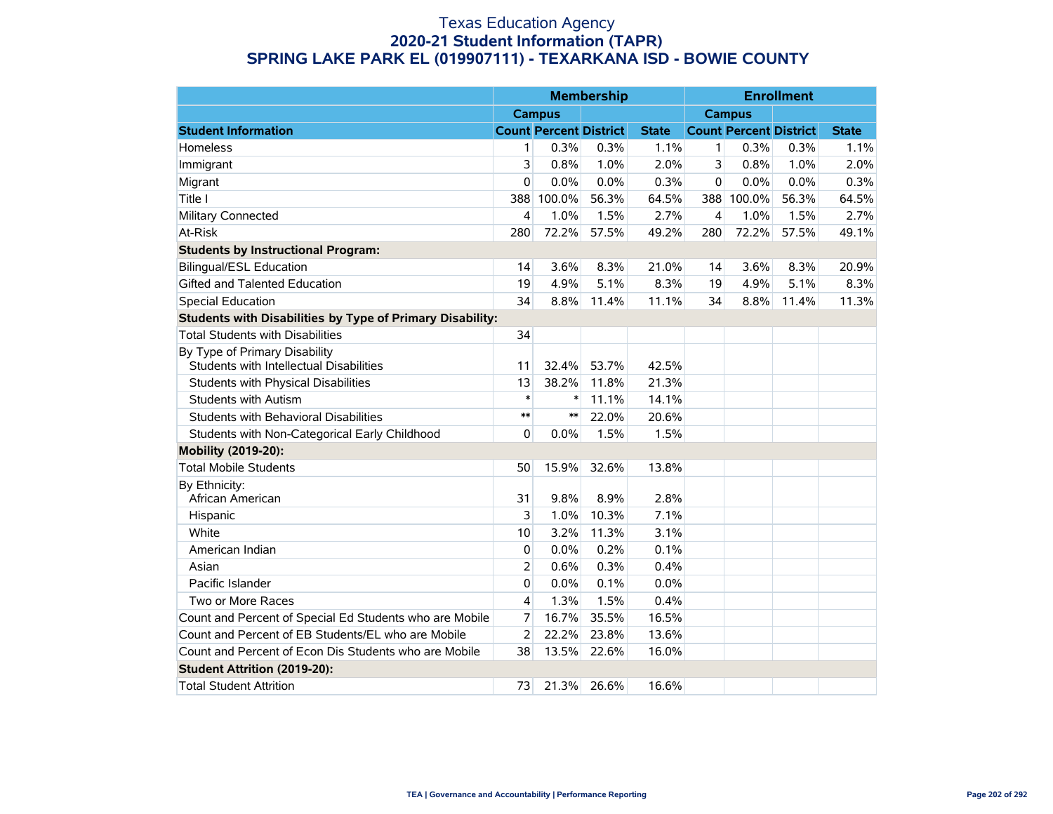# Texas Education Agency
## 2020-21 Student Information (TAPR)
## SPRING LAKE PARK EL (019907111) - TEXARKANA ISD - BOWIE COUNTY

| | Membership | | | | Enrollment | | | |
|---|---|---|---|---|---|---|---|---|
| | Campus | | | | Campus | | | |
| **Student Information** | **Count** | **Percent** | **District** | **State** | **Count** | **Percent** | **District** | **State** |
| Homeless | 1 | 0.3% | 0.3% | 1.1% | 1 | 0.3% | 0.3% | 1.1% |
| Immigrant | 3 | 0.8% | 1.0% | 2.0% | 3 | 0.8% | 1.0% | 2.0% |
| Migrant | 0 | 0.0% | 0.0% | 0.3% | 0 | 0.0% | 0.0% | 0.3% |
| Title I | 388 | 100.0% | 56.3% | 64.5% | 388 | 100.0% | 56.3% | 64.5% |
| Military Connected | 4 | 1.0% | 1.5% | 2.7% | 4 | 1.0% | 1.5% | 2.7% |
| At-Risk | 280 | 72.2% | 57.5% | 49.2% | 280 | 72.2% | 57.5% | 49.1% |
| **Students by Instructional Program:** | | | | | | | | |
| Bilingual/ESL Education | 14 | 3.6% | 8.3% | 21.0% | 14 | 3.6% | 8.3% | 20.9% |
| Gifted and Talented Education | 19 | 4.9% | 5.1% | 8.3% | 19 | 4.9% | 5.1% | 8.3% |
| Special Education | 34 | 8.8% | 11.4% | 11.1% | 34 | 8.8% | 11.4% | 11.3% |
| **Students with Disabilities by Type of Primary Disability:** | | | | | | | | |
| Total Students with Disabilities | 34 | | | | | | | |
| By Type of Primary Disability<br>Students with Intellectual Disabilities | 11 | 32.4% | 53.7% | 42.5% | | | | |
| Students with Physical Disabilities | 13 | 38.2% | 11.8% | 21.3% | | | | |
| Students with Autism | * | * | 11.1% | 14.1% | | | | |
| Students with Behavioral Disabilities | ** | ** | 22.0% | 20.6% | | | | |
| Students with Non-Categorical Early Childhood | 0 | 0.0% | 1.5% | 1.5% | | | | |
| **Mobility (2019-20):** | | | | | | | | |
| Total Mobile Students | 50 | 15.9% | 32.6% | 13.8% | | | | |
| By Ethnicity:<br>African American | 31 | 9.8% | 8.9% | 2.8% | | | | |
| Hispanic | 3 | 1.0% | 10.3% | 7.1% | | | | |
| White | 10 | 3.2% | 11.3% | 3.1% | | | | |
| American Indian | 0 | 0.0% | 0.2% | 0.1% | | | | |
| Asian | 2 | 0.6% | 0.3% | 0.4% | | | | |
| Pacific Islander | 0 | 0.0% | 0.1% | 0.0% | | | | |
| Two or More Races | 4 | 1.3% | 1.5% | 0.4% | | | | |
| Count and Percent of Special Ed Students who are Mobile | 7 | 16.7% | 35.5% | 16.5% | | | | |
| Count and Percent of EB Students/EL who are Mobile | 2 | 22.2% | 23.8% | 13.6% | | | | |
| Count and Percent of Econ Dis Students who are Mobile | 38 | 13.5% | 22.6% | 16.0% | | | | |
| **Student Attrition (2019-20):** | | | | | | | | |
| Total Student Attrition | 73 | 21.3% | 26.6% | 16.6% | | | | |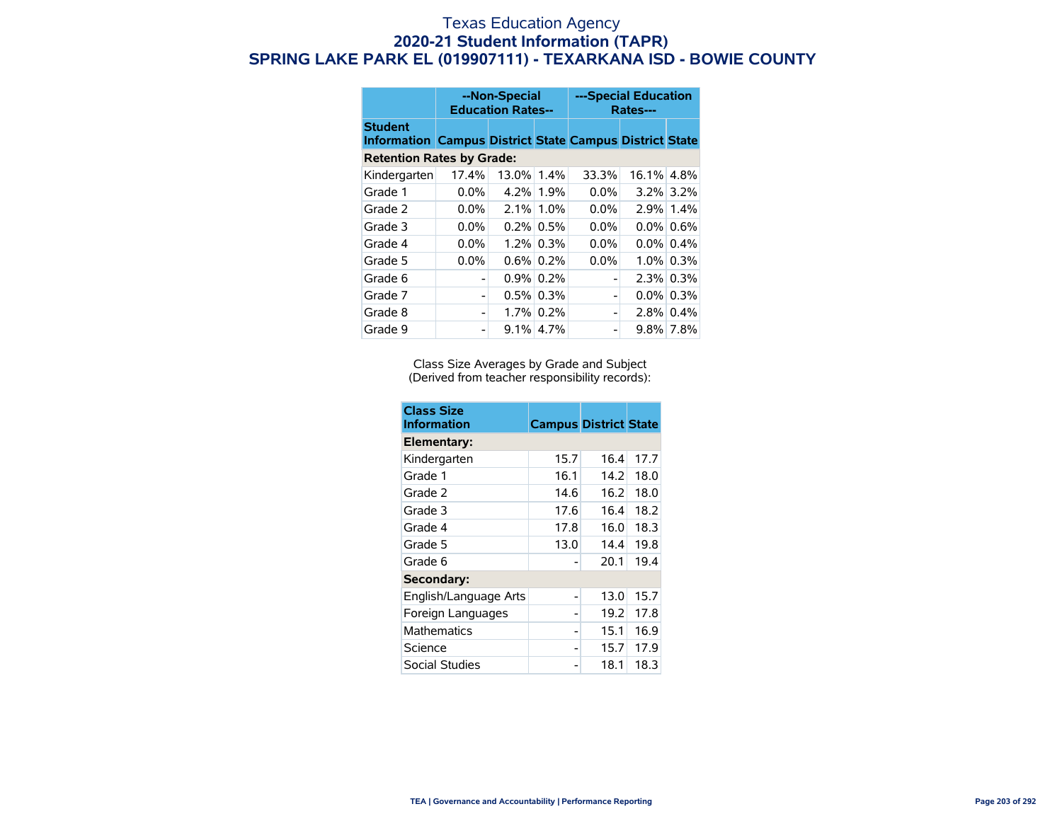# Texas Education Agency

## 2020-21 Student Information (TAPR)

## SPRING LAKE PARK EL (019907111) - TEXARKANA ISD - BOWIE COUNTY

| | --Non-Special Education Rates-- | | | ---Special Education Rates--- | | |
|---|---|---|---|---|---|---|
| **Student Information** | **Campus** | **District** | **State** | **Campus** | **District** | **State** |
| **Retention Rates by Grade:** | | | | | | |
| Kindergarten | 17.4% | 13.0% | 1.4% | 33.3% | 16.1% | 4.8% |
| Grade 1 | 0.0% | 4.2% | 1.9% | 0.0% | 3.2% | 3.2% |
| Grade 2 | 0.0% | 2.1% | 1.0% | 0.0% | 2.9% | 1.4% |
| Grade 3 | 0.0% | 0.2% | 0.5% | 0.0% | 0.0% | 0.6% |
| Grade 4 | 0.0% | 1.2% | 0.3% | 0.0% | 0.0% | 0.4% |
| Grade 5 | 0.0% | 0.6% | 0.2% | 0.0% | 1.0% | 0.3% |
| Grade 6 | - | 0.9% | 0.2% | - | 2.3% | 0.3% |
| Grade 7 | - | 0.5% | 0.3% | - | 0.0% | 0.3% |
| Grade 8 | - | 1.7% | 0.2% | - | 2.8% | 0.4% |
| Grade 9 | - | 9.1% | 4.7% | - | 9.8% | 7.8% |

Class Size Averages by Grade and Subject
(Derived from teacher responsibility records):

| Class Size Information | Campus | District | State |
|---|---|---|---|
| **Elementary:** | | | |
| Kindergarten | 15.7 | 16.4 | 17.7 |
| Grade 1 | 16.1 | 14.2 | 18.0 |
| Grade 2 | 14.6 | 16.2 | 18.0 |
| Grade 3 | 17.6 | 16.4 | 18.2 |
| Grade 4 | 17.8 | 16.0 | 18.3 |
| Grade 5 | 13.0 | 14.4 | 19.8 |
| Grade 6 | - | 20.1 | 19.4 |
| **Secondary:** | | | |
| English/Language Arts | - | 13.0 | 15.7 |
| Foreign Languages | - | 19.2 | 17.8 |
| Mathematics | - | 15.1 | 16.9 |
| Science | - | 15.7 | 17.9 |
| Social Studies | - | 18.1 | 18.3 |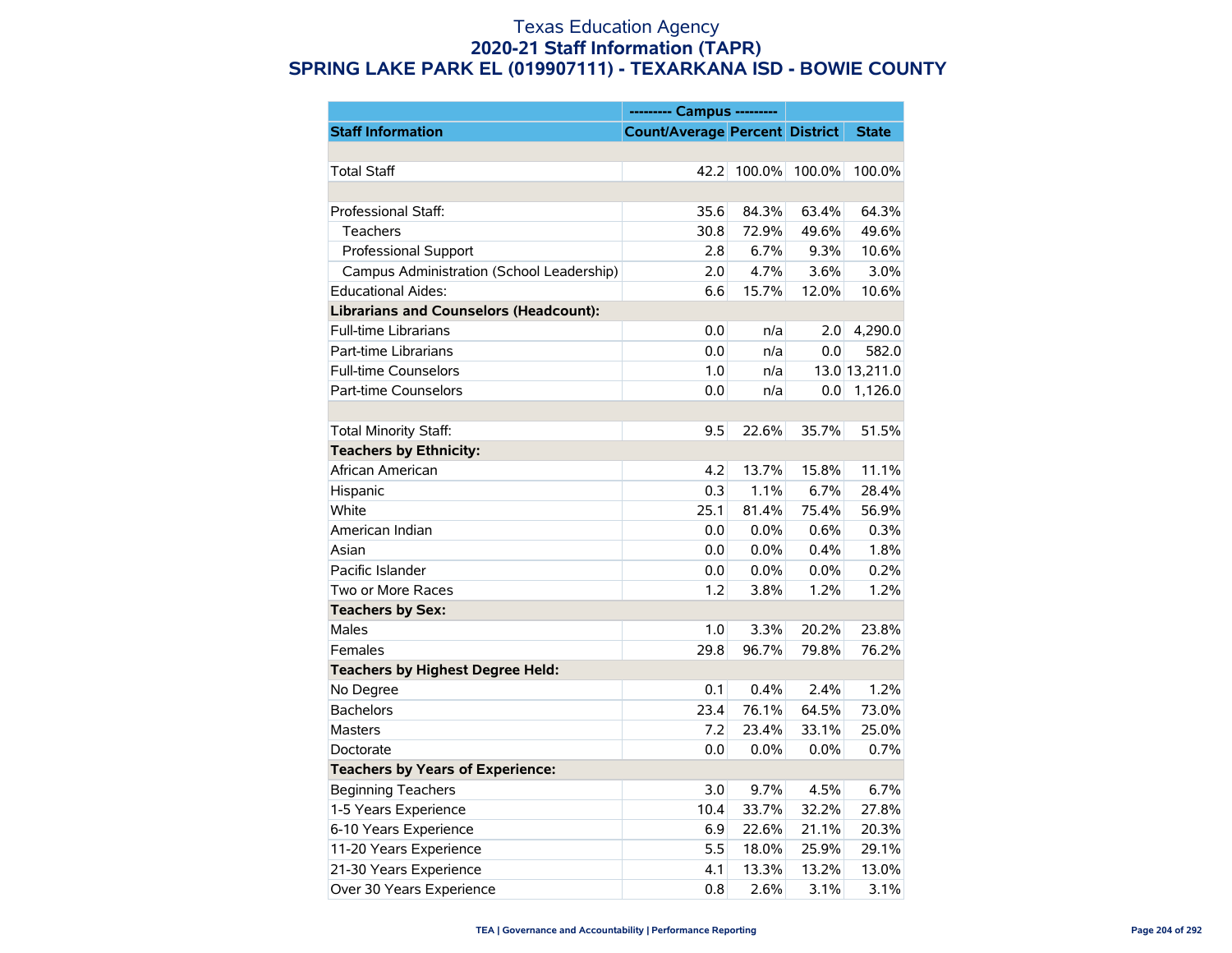# Texas Education Agency
## 2020-21 Staff Information (TAPR)
## SPRING LAKE PARK EL (019907111) - TEXARKANA ISD - BOWIE COUNTY

| | --------- Campus --------- | | | |
|---|---|---|---|---|
| **Staff Information** | **Count/Average** | **Percent** | **District** | **State** |
| | | | | |
| Total Staff | 42.2 | 100.0% | 100.0% | 100.0% |
| | | | | |
| Professional Staff: | 35.6 | 84.3% | 63.4% | 64.3% |
| Teachers | 30.8 | 72.9% | 49.6% | 49.6% |
| Professional Support | 2.8 | 6.7% | 9.3% | 10.6% |
| Campus Administration (School Leadership) | 2.0 | 4.7% | 3.6% | 3.0% |
| Educational Aides: | 6.6 | 15.7% | 12.0% | 10.6% |
| **Librarians and Counselors (Headcount):** | | | | |
| Full-time Librarians | 0.0 | n/a | 2.0 | 4,290.0 |
| Part-time Librarians | 0.0 | n/a | 0.0 | 582.0 |
| Full-time Counselors | 1.0 | n/a | 13.0 | 13,211.0 |
| Part-time Counselors | 0.0 | n/a | 0.0 | 1,126.0 |
| | | | | |
| Total Minority Staff: | 9.5 | 22.6% | 35.7% | 51.5% |
| **Teachers by Ethnicity:** | | | | |
| African American | 4.2 | 13.7% | 15.8% | 11.1% |
| Hispanic | 0.3 | 1.1% | 6.7% | 28.4% |
| White | 25.1 | 81.4% | 75.4% | 56.9% |
| American Indian | 0.0 | 0.0% | 0.6% | 0.3% |
| Asian | 0.0 | 0.0% | 0.4% | 1.8% |
| Pacific Islander | 0.0 | 0.0% | 0.0% | 0.2% |
| Two or More Races | 1.2 | 3.8% | 1.2% | 1.2% |
| **Teachers by Sex:** | | | | |
| Males | 1.0 | 3.3% | 20.2% | 23.8% |
| Females | 29.8 | 96.7% | 79.8% | 76.2% |
| **Teachers by Highest Degree Held:** | | | | |
| No Degree | 0.1 | 0.4% | 2.4% | 1.2% |
| Bachelors | 23.4 | 76.1% | 64.5% | 73.0% |
| Masters | 7.2 | 23.4% | 33.1% | 25.0% |
| Doctorate | 0.0 | 0.0% | 0.0% | 0.7% |
| **Teachers by Years of Experience:** | | | | |
| Beginning Teachers | 3.0 | 9.7% | 4.5% | 6.7% |
| 1-5 Years Experience | 10.4 | 33.7% | 32.2% | 27.8% |
| 6-10 Years Experience | 6.9 | 22.6% | 21.1% | 20.3% |
| 11-20 Years Experience | 5.5 | 18.0% | 25.9% | 29.1% |
| 21-30 Years Experience | 4.1 | 13.3% | 13.2% | 13.0% |
| Over 30 Years Experience | 0.8 | 2.6% | 3.1% | 3.1% |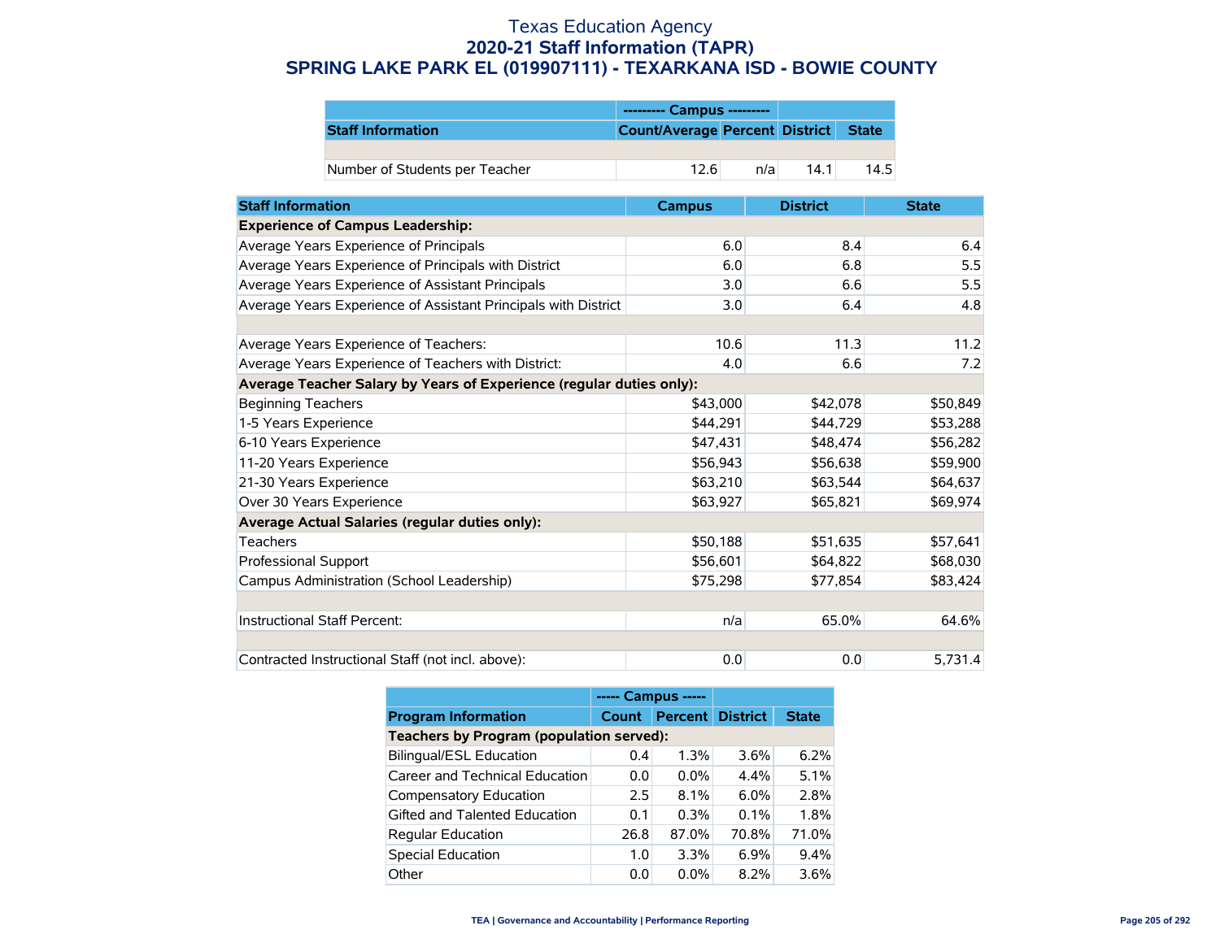# Texas Education Agency
## 2020-21 Staff Information (TAPR)
## SPRING LAKE PARK EL (019907111) - TEXARKANA ISD - BOWIE COUNTY

| | --------- Campus --------- | | | |
|---|---|---|---|---|
| **Staff Information** | **Count/Average** | **Percent** | **District** | **State** |
| | | | | |
| Number of Students per Teacher | 12.6 | n/a | 14.1 | 14.5 |

| Staff Information | Campus | District | State |
|---|---|---|---|
| **Experience of Campus Leadership:** | | | |
| Average Years Experience of Principals | 6.0 | 8.4 | 6.4 |
| Average Years Experience of Principals with District | 6.0 | 6.8 | 5.5 |
| Average Years Experience of Assistant Principals | 3.0 | 6.6 | 5.5 |
| Average Years Experience of Assistant Principals with District | 3.0 | 6.4 | 4.8 |
| | | | |
| Average Years Experience of Teachers: | 10.6 | 11.3 | 11.2 |
| Average Years Experience of Teachers with District: | 4.0 | 6.6 | 7.2 |
| **Average Teacher Salary by Years of Experience (regular duties only):** | | | |
| Beginning Teachers | $43,000 | $42,078 | $50,849 |
| 1-5 Years Experience | $44,291 | $44,729 | $53,288 |
| 6-10 Years Experience | $47,431 | $48,474 | $56,282 |
| 11-20 Years Experience | $56,943 | $56,638 | $59,900 |
| 21-30 Years Experience | $63,210 | $63,544 | $64,637 |
| Over 30 Years Experience | $63,927 | $65,821 | $69,974 |
| **Average Actual Salaries (regular duties only):** | | | |
| Teachers | $50,188 | $51,635 | $57,641 |
| Professional Support | $56,601 | $64,822 | $68,030 |
| Campus Administration (School Leadership) | $75,298 | $77,854 | $83,424 |
| | | | |
| Instructional Staff Percent: | n/a | 65.0% | 64.6% |
| | | | |
| Contracted Instructional Staff (not incl. above): | 0.0 | 0.0 | 5,731.4 |

| | ----- Campus ----- | | | |
|---|---|---|---|---|
| **Program Information** | **Count** | **Percent** | **District** | **State** |
| **Teachers by Program (population served):** | | | | |
| Bilingual/ESL Education | 0.4 | 1.3% | 3.6% | 6.2% |
| Career and Technical Education | 0.0 | 0.0% | 4.4% | 5.1% |
| Compensatory Education | 2.5 | 8.1% | 6.0% | 2.8% |
| Gifted and Talented Education | 0.1 | 0.3% | 0.1% | 1.8% |
| Regular Education | 26.8 | 87.0% | 70.8% | 71.0% |
| Special Education | 1.0 | 3.3% | 6.9% | 9.4% |
| Other | 0.0 | 0.0% | 8.2% | 3.6% |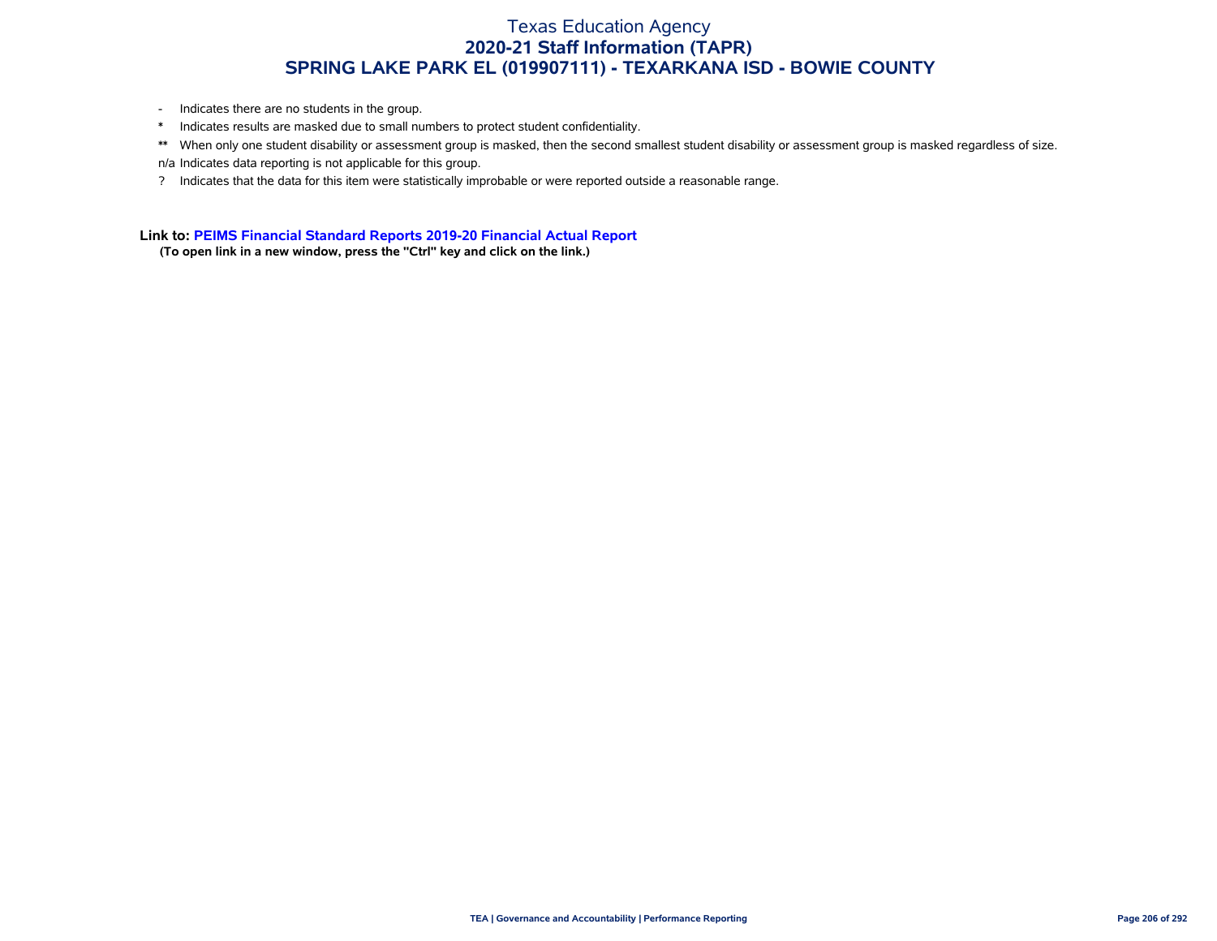- Indicates there are no students in the group.
- * Indicates results are masked due to small numbers to protect student confidentiality.
- ** When only one student disability or assessment group is masked, then the second smallest student disability or assessment group is masked regardless of size.
- n/a Indicates data reporting is not applicable for this group.
- ? Indicates that the data for this item were statistically improbable or were reported outside a reasonable range.

**Link to: PEIMS Financial Standard Reports 2019-20 Financial Actual Report**

**(To open link in a new window, press the "Ctrl" key and click on the link.)**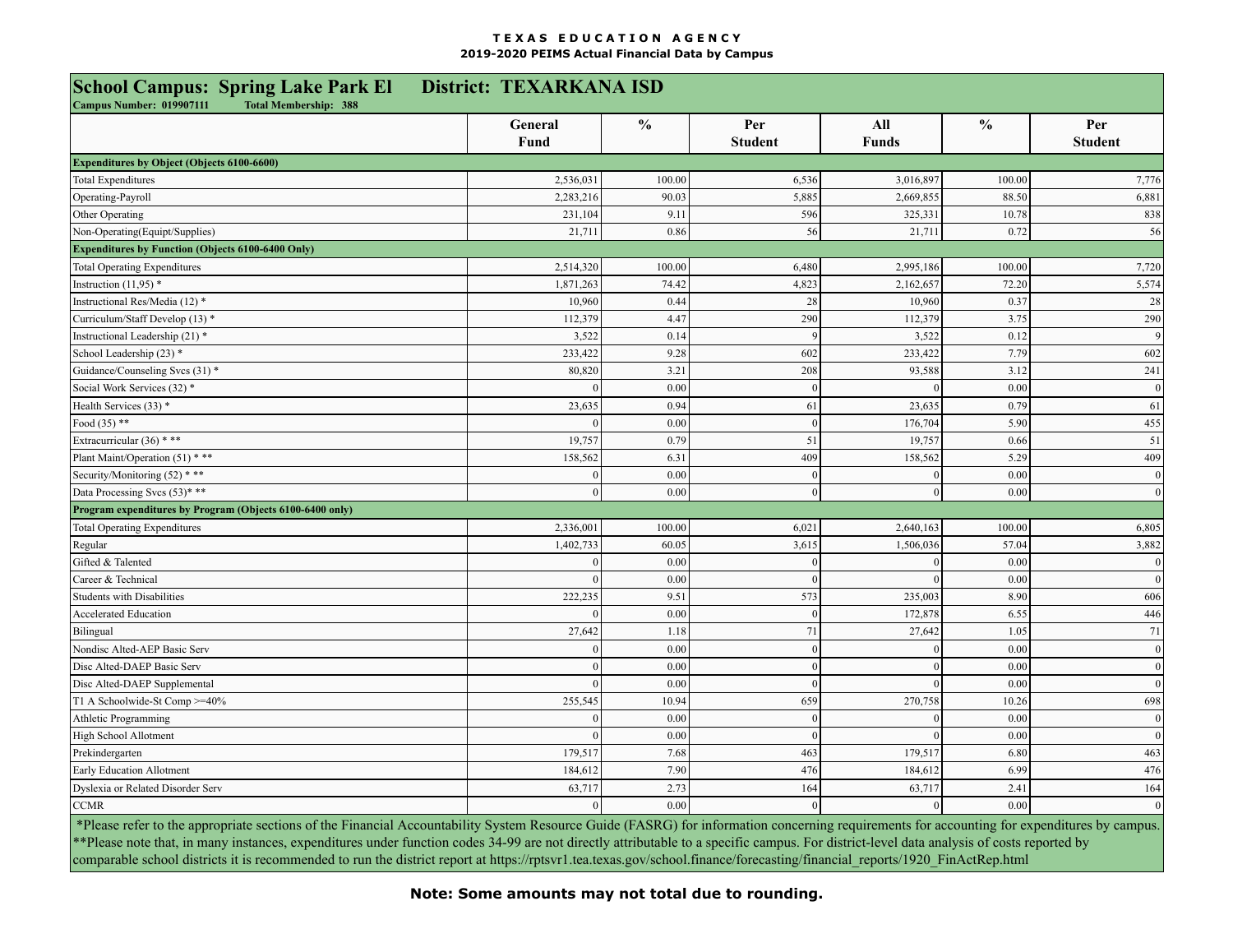**TEXAS EDUCATION AGENCY**
**2019-2020 PEIMS Actual Financial Data by Campus**

## School Campus: Spring Lake Park El    District: TEXARKANA ISD

**Campus Number: 019907111    Total Membership: 388**

| | General Fund | % | Per Student | All Funds | % | Per Student |
|---|---|---|---|---|---|---|
| **Expenditures by Object (Objects 6100-6600)** | | | | | | |
| Total Expenditures | 2,536,031 | 100.00 | 6,536 | 3,016,897 | 100.00 | 7,776 |
| Operating-Payroll | 2,283,216 | 90.03 | 5,885 | 2,669,855 | 88.50 | 6,881 |
| Other Operating | 231,104 | 9.11 | 596 | 325,331 | 10.78 | 838 |
| Non-Operating(Equipt/Supplies) | 21,711 | 0.86 | 56 | 21,711 | 0.72 | 56 |
| **Expenditures by Function (Objects 6100-6400 Only)** | | | | | | |
| Total Operating Expenditures | 2,514,320 | 100.00 | 6,480 | 2,995,186 | 100.00 | 7,720 |
| Instruction (11,95) * | 1,871,263 | 74.42 | 4,823 | 2,162,657 | 72.20 | 5,574 |
| Instructional Res/Media (12) * | 10,960 | 0.44 | 28 | 10,960 | 0.37 | 28 |
| Curriculum/Staff Develop (13) * | 112,379 | 4.47 | 290 | 112,379 | 3.75 | 290 |
| Instructional Leadership (21) * | 3,522 | 0.14 | 9 | 3,522 | 0.12 | 9 |
| School Leadership (23) * | 233,422 | 9.28 | 602 | 233,422 | 7.79 | 602 |
| Guidance/Counseling Svcs (31) * | 80,820 | 3.21 | 208 | 93,588 | 3.12 | 241 |
| Social Work Services (32) * | 0 | 0.00 | 0 | 0 | 0.00 | 0 |
| Health Services (33) * | 23,635 | 0.94 | 61 | 23,635 | 0.79 | 61 |
| Food (35) ** | 0 | 0.00 | 0 | 176,704 | 5.90 | 455 |
| Extracurricular (36) * ** | 19,757 | 0.79 | 51 | 19,757 | 0.66 | 51 |
| Plant Maint/Operation (51) * ** | 158,562 | 6.31 | 409 | 158,562 | 5.29 | 409 |
| Security/Monitoring (52) * ** | 0 | 0.00 | 0 | 0 | 0.00 | 0 |
| Data Processing Svcs (53)* ** | 0 | 0.00 | 0 | 0 | 0.00 | 0 |
| **Program expenditures by Program (Objects 6100-6400 only)** | | | | | | |
| Total Operating Expenditures | 2,336,001 | 100.00 | 6,021 | 2,640,163 | 100.00 | 6,805 |
| Regular | 1,402,733 | 60.05 | 3,615 | 1,506,036 | 57.04 | 3,882 |
| Gifted & Talented | 0 | 0.00 | 0 | 0 | 0.00 | 0 |
| Career & Technical | 0 | 0.00 | 0 | 0 | 0.00 | 0 |
| Students with Disabilities | 222,235 | 9.51 | 573 | 235,003 | 8.90 | 606 |
| Accelerated Education | 0 | 0.00 | 0 | 172,878 | 6.55 | 446 |
| Bilingual | 27,642 | 1.18 | 71 | 27,642 | 1.05 | 71 |
| Nondisc Alted-AEP Basic Serv | 0 | 0.00 | 0 | 0 | 0.00 | 0 |
| Disc Alted-DAEP Basic Serv | 0 | 0.00 | 0 | 0 | 0.00 | 0 |
| Disc Alted-DAEP Supplemental | 0 | 0.00 | 0 | 0 | 0.00 | 0 |
| T1 A Schoolwide-St Comp >=40% | 255,545 | 10.94 | 659 | 270,758 | 10.26 | 698 |
| Athletic Programming | 0 | 0.00 | 0 | 0 | 0.00 | 0 |
| High School Allotment | 0 | 0.00 | 0 | 0 | 0.00 | 0 |
| Prekindergarten | 179,517 | 7.68 | 463 | 179,517 | 6.80 | 463 |
| Early Education Allotment | 184,612 | 7.90 | 476 | 184,612 | 6.99 | 476 |
| Dyslexia or Related Disorder Serv | 63,717 | 2.73 | 164 | 63,717 | 2.41 | 164 |
| CCMR | 0 | 0.00 | 0 | 0 | 0.00 | 0 |

*Please refer to the appropriate sections of the Financial Accountability System Resource Guide (FASRG) for information concerning requirements for accounting for expenditures by campus.
**Please note that, in many instances, expenditures under function codes 34-99 are not directly attributable to a specific campus. For district-level data analysis of costs reported by comparable school districts it is recommended to run the district report at https://rptsvr1.tea.texas.gov/school.finance/forecasting/financial_reports/1920_FinActRep.html

**Note: Some amounts may not total due to rounding.**